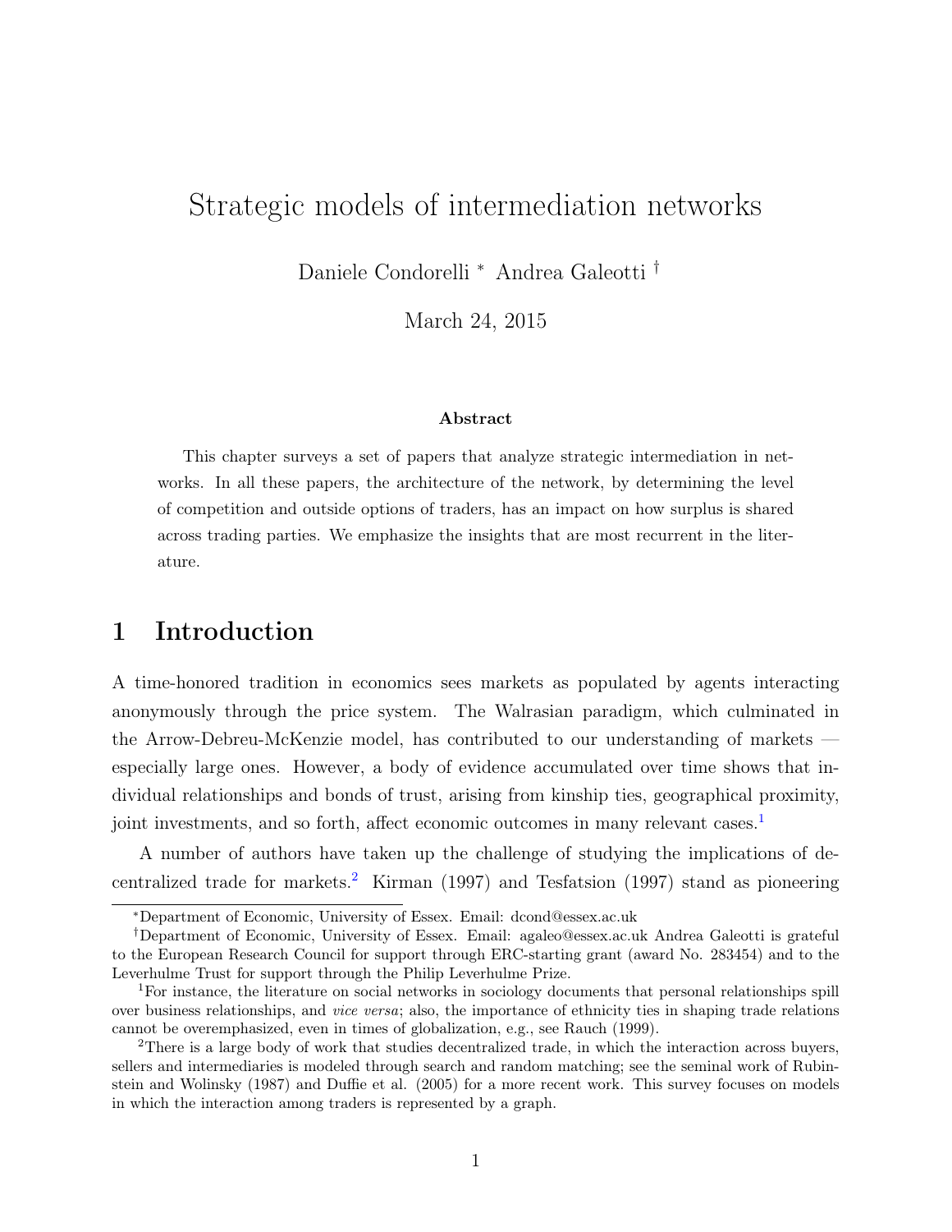# Strategic models of intermediation networks

Daniele Condorelli [*] Andrea Galeotti [†]

March 24, 2015

**Abstract**

This chapter surveys a set of papers that analyze strategic intermediation in networks. In all these papers, the architecture of the network, by determining the level of competition and outside options of traders, has an impact on how surplus is shared across trading parties. We emphasize the insights that are most recurrent in the literature.

## 1 Introduction

A time-honored tradition in economics sees markets as populated by agents interacting anonymously through the price system. The Walrasian paradigm, which culminated in the Arrow-Debreu-McKenzie model, has contributed to our understanding of markets — especially large ones. However, a body of evidence accumulated over time shows that individual relationships and bonds of trust, arising from kinship ties, geographical proximity, joint investments, and so forth, affect economic outcomes in many relevant cases.[1]

A number of authors have taken up the challenge of studying the implications of decentralized trade for markets.[2] Kirman (1997) and Tesfatsion (1997) stand as pioneering

---

[*] Department of Economic, University of Essex. Email: dcond@essex.ac.uk

[†] Department of Economic, University of Essex. Email: agaleo@essex.ac.uk Andrea Galeotti is grateful to the European Research Council for support through ERC-starting grant (award No. 283454) and to the Leverhulme Trust for support through the Philip Leverhulme Prize.

[1] For instance, the literature on social networks in sociology documents that personal relationships spill over business relationships, and *vice versa*; also, the importance of ethnicity ties in shaping trade relations cannot be overemphasized, even in times of globalization, e.g., see Rauch (1999).

[2] There is a large body of work that studies decentralized trade, in which the interaction across buyers, sellers and intermediaries is modeled through search and random matching; see the seminal work of Rubinstein and Wolinsky (1987) and Duffie et al. (2005) for a more recent work. This survey focuses on models in which the interaction among traders is represented by a graph.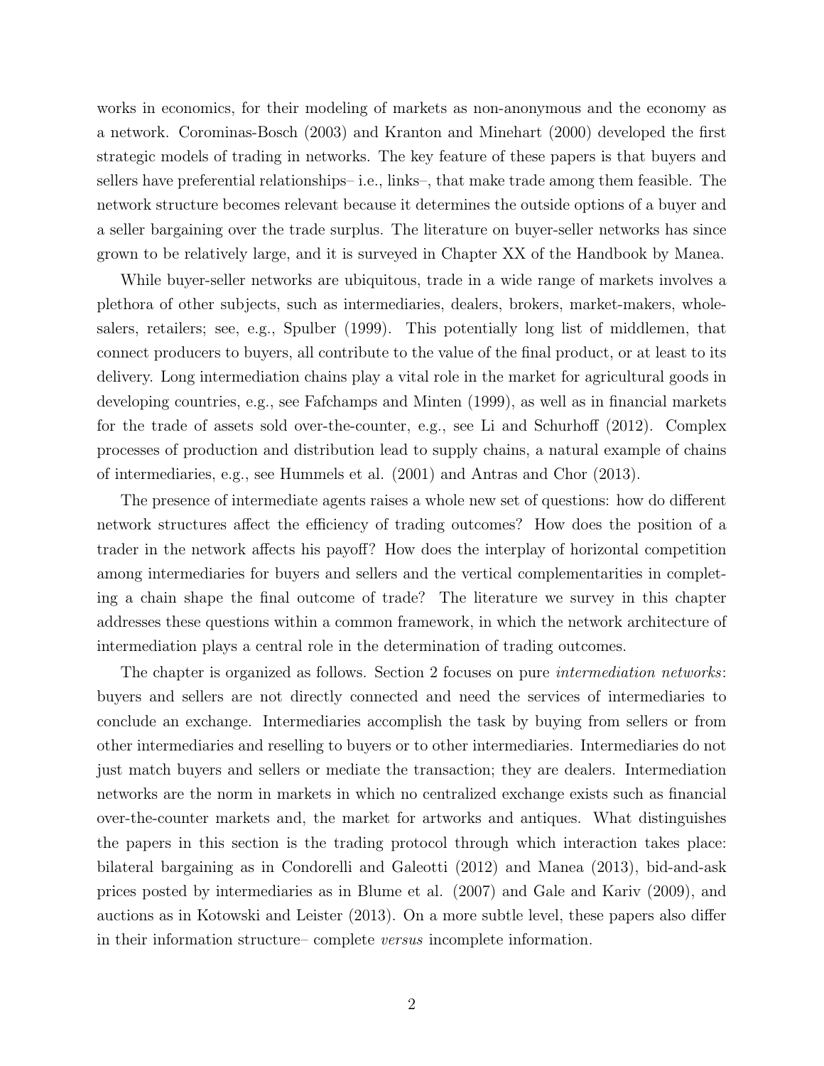works in economics, for their modeling of markets as non-anonymous and the economy as a network. Corominas-Bosch (2003) and Kranton and Minehart (2000) developed the first strategic models of trading in networks. The key feature of these papers is that buyers and sellers have preferential relationships– i.e., links–, that make trade among them feasible. The network structure becomes relevant because it determines the outside options of a buyer and a seller bargaining over the trade surplus. The literature on buyer-seller networks has since grown to be relatively large, and it is surveyed in Chapter XX of the Handbook by Manea.

While buyer-seller networks are ubiquitous, trade in a wide range of markets involves a plethora of other subjects, such as intermediaries, dealers, brokers, market-makers, wholesalers, retailers; see, e.g., Spulber (1999). This potentially long list of middlemen, that connect producers to buyers, all contribute to the value of the final product, or at least to its delivery. Long intermediation chains play a vital role in the market for agricultural goods in developing countries, e.g., see Fafchamps and Minten (1999), as well as in financial markets for the trade of assets sold over-the-counter, e.g., see Li and Schurhoff (2012). Complex processes of production and distribution lead to supply chains, a natural example of chains of intermediaries, e.g., see Hummels et al. (2001) and Antras and Chor (2013).

The presence of intermediate agents raises a whole new set of questions: how do different network structures affect the efficiency of trading outcomes? How does the position of a trader in the network affects his payoff? How does the interplay of horizontal competition among intermediaries for buyers and sellers and the vertical complementarities in completing a chain shape the final outcome of trade? The literature we survey in this chapter addresses these questions within a common framework, in which the network architecture of intermediation plays a central role in the determination of trading outcomes.

The chapter is organized as follows. Section 2 focuses on pure *intermediation networks*: buyers and sellers are not directly connected and need the services of intermediaries to conclude an exchange. Intermediaries accomplish the task by buying from sellers or from other intermediaries and reselling to buyers or to other intermediaries. Intermediaries do not just match buyers and sellers or mediate the transaction; they are dealers. Intermediation networks are the norm in markets in which no centralized exchange exists such as financial over-the-counter markets and, the market for artworks and antiques. What distinguishes the papers in this section is the trading protocol through which interaction takes place: bilateral bargaining as in Condorelli and Galeotti (2012) and Manea (2013), bid-and-ask prices posted by intermediaries as in Blume et al. (2007) and Gale and Kariv (2009), and auctions as in Kotowski and Leister (2013). On a more subtle level, these papers also differ in their information structure– complete *versus* incomplete information.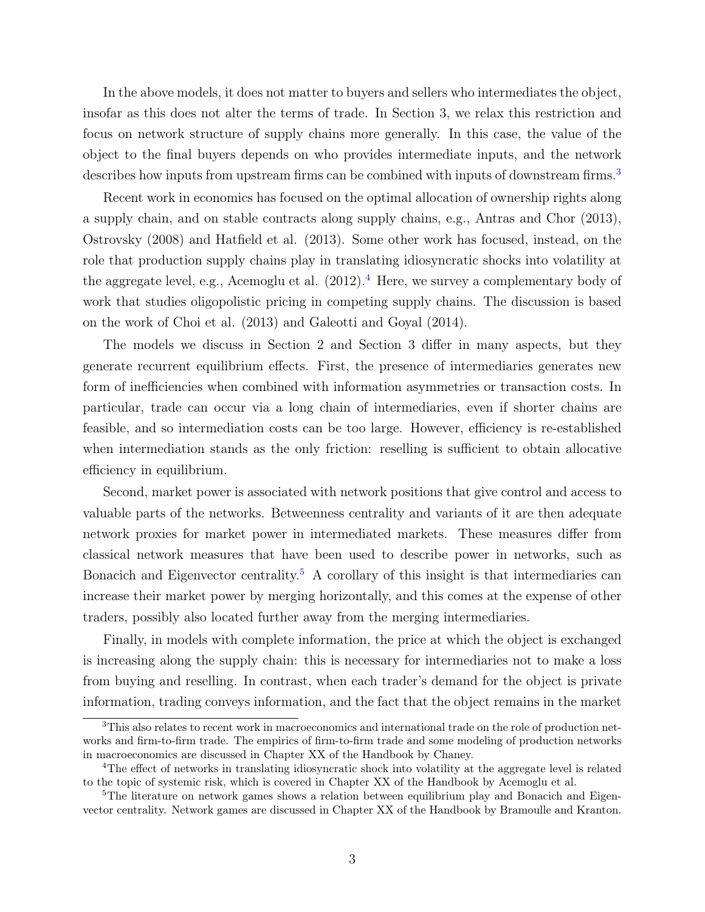In the above models, it does not matter to buyers and sellers who intermediates the object, insofar as this does not alter the terms of trade. In Section 3, we relax this restriction and focus on network structure of supply chains more generally. In this case, the value of the object to the final buyers depends on who provides intermediate inputs, and the network describes how inputs from upstream firms can be combined with inputs of downstream firms.[3]

Recent work in economics has focused on the optimal allocation of ownership rights along a supply chain, and on stable contracts along supply chains, e.g., Antras and Chor (2013), Ostrovsky (2008) and Hatfield et al. (2013). Some other work has focused, instead, on the role that production supply chains play in translating idiosyncratic shocks into volatility at the aggregate level, e.g., Acemoglu et al. (2012).[4] Here, we survey a complementary body of work that studies oligopolistic pricing in competing supply chains. The discussion is based on the work of Choi et al. (2013) and Galeotti and Goyal (2014).

The models we discuss in Section 2 and Section 3 differ in many aspects, but they generate recurrent equilibrium effects. First, the presence of intermediaries generates new form of inefficiencies when combined with information asymmetries or transaction costs. In particular, trade can occur via a long chain of intermediaries, even if shorter chains are feasible, and so intermediation costs can be too large. However, efficiency is re-established when intermediation stands as the only friction: reselling is sufficient to obtain allocative efficiency in equilibrium.

Second, market power is associated with network positions that give control and access to valuable parts of the networks. Betweenness centrality and variants of it are then adequate network proxies for market power in intermediated markets. These measures differ from classical network measures that have been used to describe power in networks, such as Bonacich and Eigenvector centrality.[5] A corollary of this insight is that intermediaries can increase their market power by merging horizontally, and this comes at the expense of other traders, possibly also located further away from the merging intermediaries.

Finally, in models with complete information, the price at which the object is exchanged is increasing along the supply chain: this is necessary for intermediaries not to make a loss from buying and reselling. In contrast, when each trader's demand for the object is private information, trading conveys information, and the fact that the object remains in the market

[3] This also relates to recent work in macroeconomics and international trade on the role of production networks and firm-to-firm trade. The empirics of firm-to-firm trade and some modeling of production networks in macroeconomics are discussed in Chapter XX of the Handbook by Chaney.

[4] The effect of networks in translating idiosyncratic shock into volatility at the aggregate level is related to the topic of systemic risk, which is covered in Chapter XX of the Handbook by Acemoglu et al.

[5] The literature on network games shows a relation between equilibrium play and Bonacich and Eigenvector centrality. Network games are discussed in Chapter XX of the Handbook by Bramoulle and Kranton.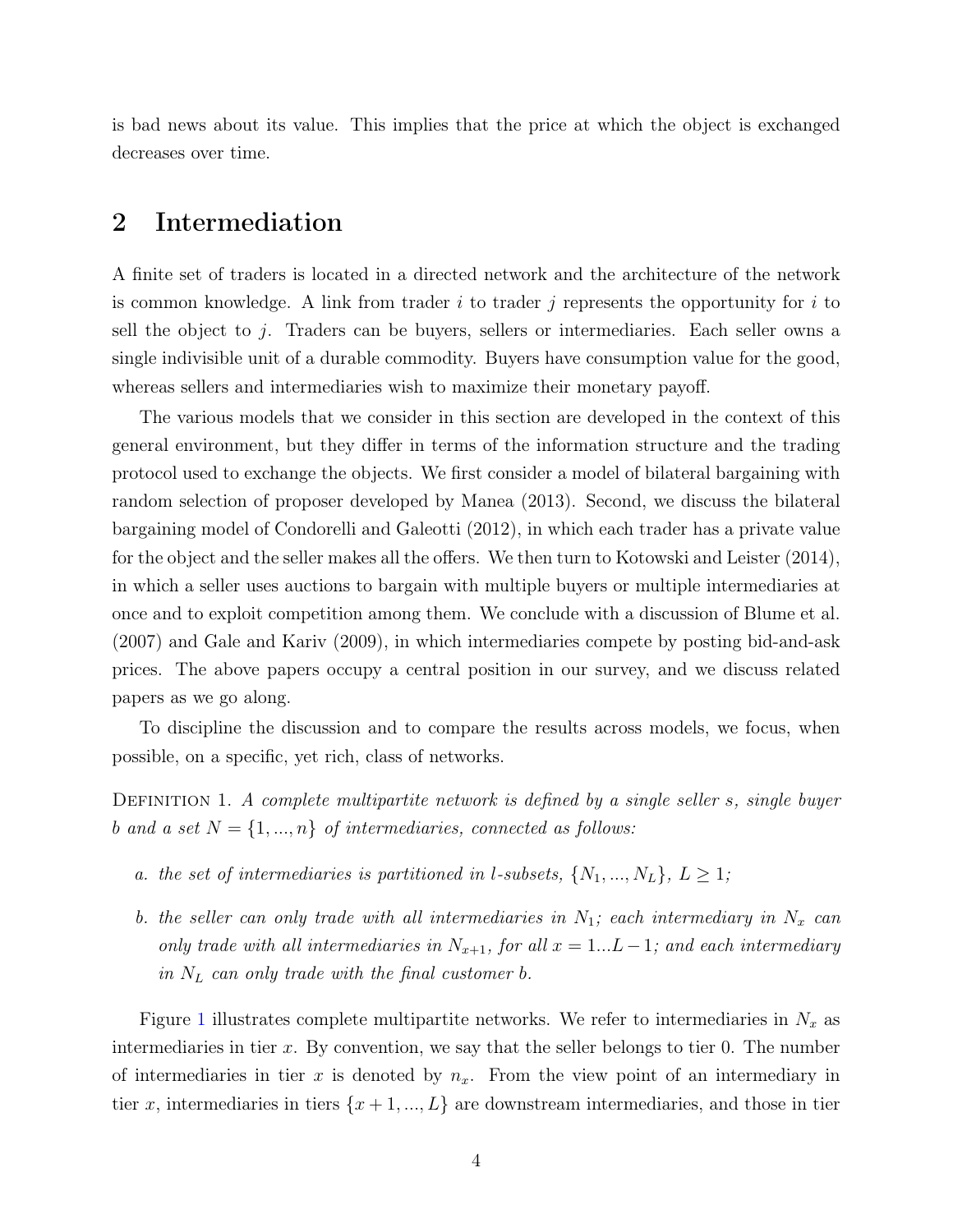is bad news about its value. This implies that the price at which the object is exchanged decreases over time.

## 2 Intermediation

A finite set of traders is located in a directed network and the architecture of the network is common knowledge. A link from trader $i$ to trader $j$ represents the opportunity for $i$ to sell the object to $j$. Traders can be buyers, sellers or intermediaries. Each seller owns a single indivisible unit of a durable commodity. Buyers have consumption value for the good, whereas sellers and intermediaries wish to maximize their monetary payoff.

The various models that we consider in this section are developed in the context of this general environment, but they differ in terms of the information structure and the trading protocol used to exchange the objects. We first consider a model of bilateral bargaining with random selection of proposer developed by Manea (2013). Second, we discuss the bilateral bargaining model of Condorelli and Galeotti (2012), in which each trader has a private value for the object and the seller makes all the offers. We then turn to Kotowski and Leister (2014), in which a seller uses auctions to bargain with multiple buyers or multiple intermediaries at once and to exploit competition among them. We conclude with a discussion of Blume et al. (2007) and Gale and Kariv (2009), in which intermediaries compete by posting bid-and-ask prices. The above papers occupy a central position in our survey, and we discuss related papers as we go along.

To discipline the discussion and to compare the results across models, we focus, when possible, on a specific, yet rich, class of networks.

Definition 1. *A complete multipartite network is defined by a single seller $s$, single buyer $b$ and a set $N = \{1, ..., n\}$ of intermediaries, connected as follows:*

*a. the set of intermediaries is partitioned in $l$-subsets, $\{N_1, ..., N_L\}$, $L \geq 1$;*

*b. the seller can only trade with all intermediaries in $N_1$; each intermediary in $N_x$ can only trade with all intermediaries in $N_{x+1}$, for all $x = 1...L-1$; and each intermediary in $N_L$ can only trade with the final customer $b$.*

Figure 1 illustrates complete multipartite networks. We refer to intermediaries in $N_x$ as intermediaries in tier $x$. By convention, we say that the seller belongs to tier 0. The number of intermediaries in tier $x$ is denoted by $n_x$. From the view point of an intermediary in tier $x$, intermediaries in tiers $\{x+1, ..., L\}$ are downstream intermediaries, and those in tier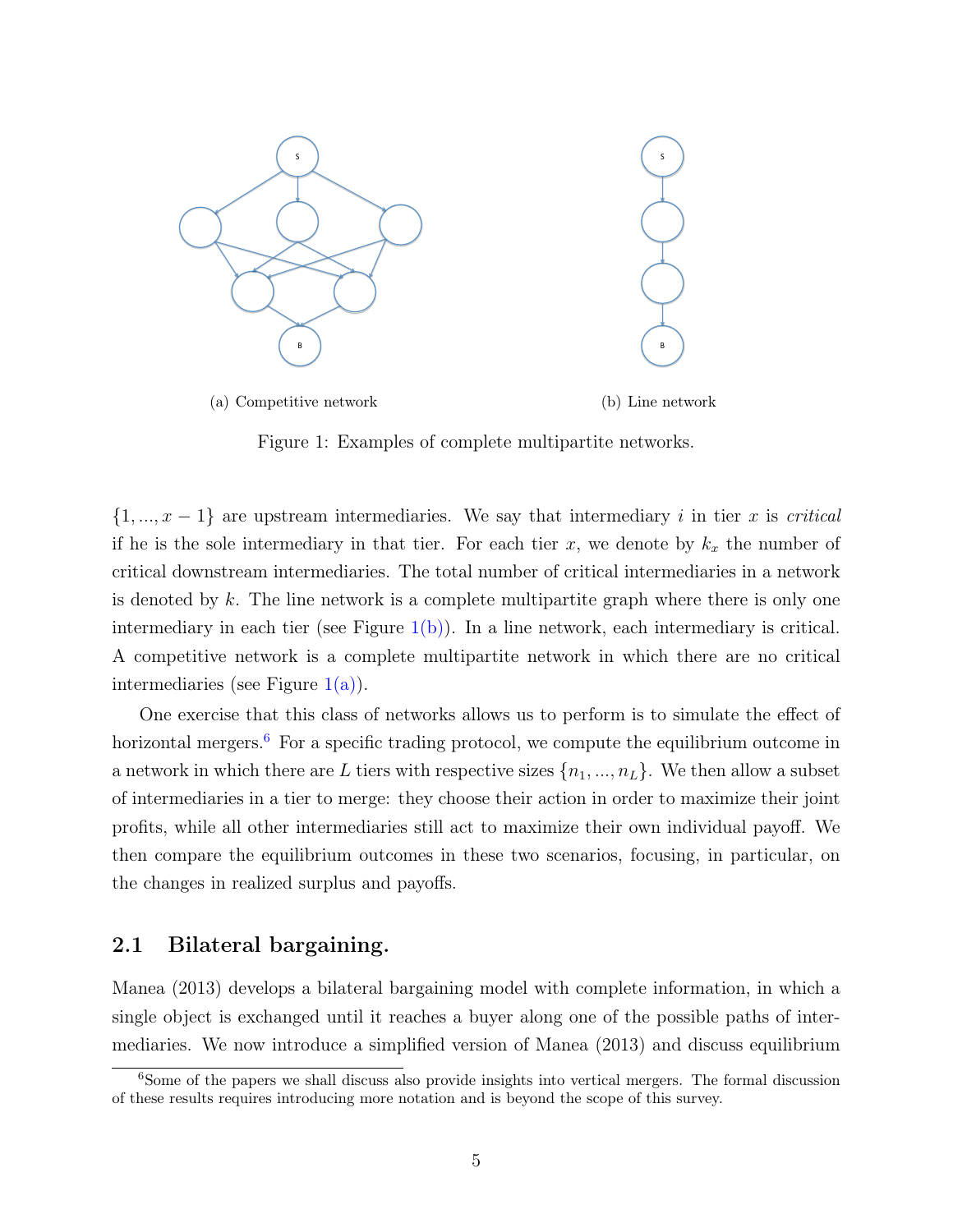(a) Competitive network

(b) Line network

Figure 1: Examples of complete multipartite networks.

$\{1, ..., x-1\}$ are upstream intermediaries. We say that intermediary $i$ in tier $x$ is *critical* if he is the sole intermediary in that tier. For each tier $x$, we denote by $k_x$ the number of critical downstream intermediaries. The total number of critical intermediaries in a network is denoted by $k$. The line network is a complete multipartite graph where there is only one intermediary in each tier (see Figure 1(b)). In a line network, each intermediary is critical. A competitive network is a complete multipartite network in which there are no critical intermediaries (see Figure 1(a)).

One exercise that this class of networks allows us to perform is to simulate the effect of horizontal mergers.[6] For a specific trading protocol, we compute the equilibrium outcome in a network in which there are $L$ tiers with respective sizes $\{n_1, ..., n_L\}$. We then allow a subset of intermediaries in a tier to merge: they choose their action in order to maximize their joint profits, while all other intermediaries still act to maximize their own individual payoff. We then compare the equilibrium outcomes in these two scenarios, focusing, in particular, on the changes in realized surplus and payoffs.

## 2.1 Bilateral bargaining.

Manea (2013) develops a bilateral bargaining model with complete information, in which a single object is exchanged until it reaches a buyer along one of the possible paths of intermediaries. We now introduce a simplified version of Manea (2013) and discuss equilibrium

[6] Some of the papers we shall discuss also provide insights into vertical mergers. The formal discussion of these results requires introducing more notation and is beyond the scope of this survey.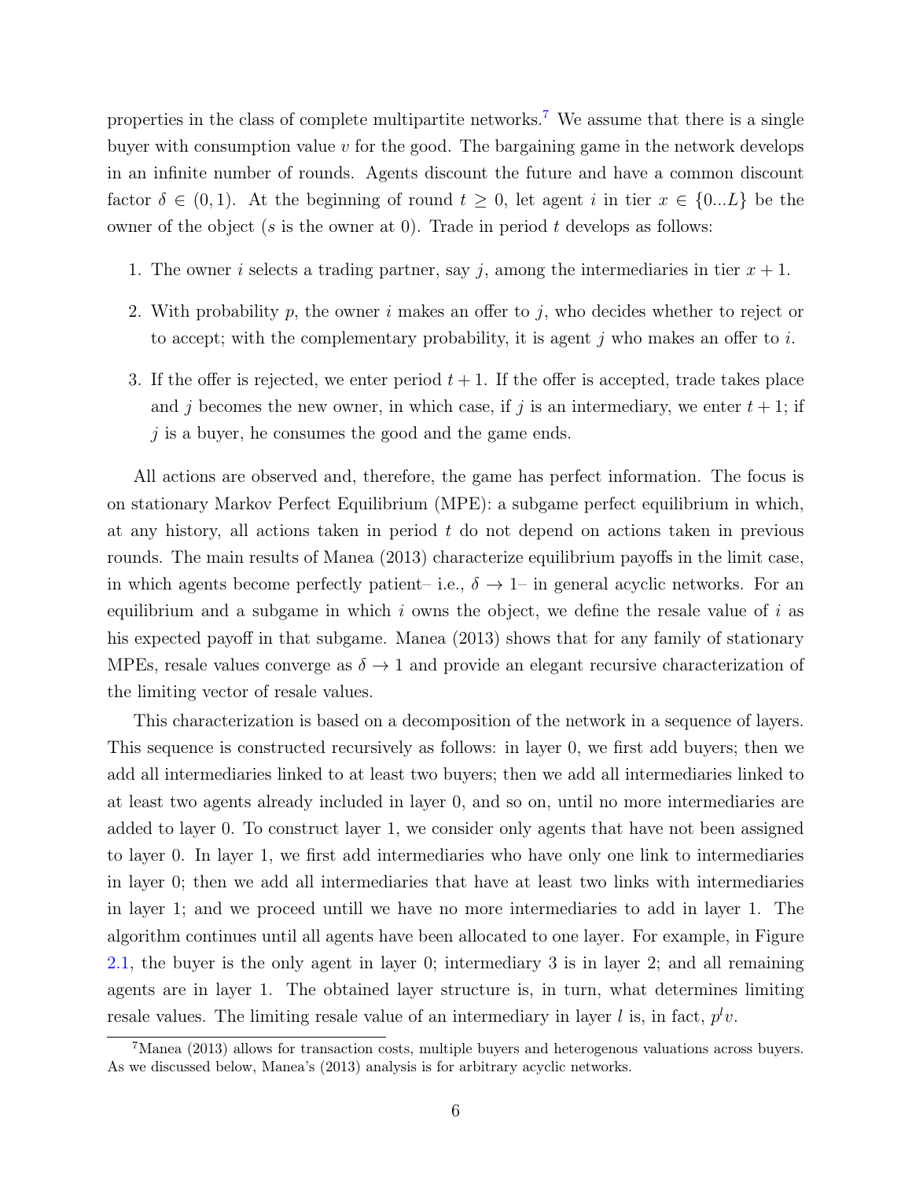properties in the class of complete multipartite networks.[7] We assume that there is a single buyer with consumption value $v$ for the good. The bargaining game in the network develops in an infinite number of rounds. Agents discount the future and have a common discount factor $\delta \in (0, 1)$. At the beginning of round $t \geq 0$, let agent $i$ in tier $x \in \{0...L\}$ be the owner of the object ($s$ is the owner at 0). Trade in period $t$ develops as follows:

1. The owner $i$ selects a trading partner, say $j$, among the intermediaries in tier $x + 1$.
2. With probability $p$, the owner $i$ makes an offer to $j$, who decides whether to reject or to accept; with the complementary probability, it is agent $j$ who makes an offer to $i$.
3. If the offer is rejected, we enter period $t + 1$. If the offer is accepted, trade takes place and $j$ becomes the new owner, in which case, if $j$ is an intermediary, we enter $t + 1$; if $j$ is a buyer, he consumes the good and the game ends.

All actions are observed and, therefore, the game has perfect information. The focus is on stationary Markov Perfect Equilibrium (MPE): a subgame perfect equilibrium in which, at any history, all actions taken in period $t$ do not depend on actions taken in previous rounds. The main results of Manea (2013) characterize equilibrium payoffs in the limit case, in which agents become perfectly patient– i.e., $\delta \to 1$– in general acyclic networks. For an equilibrium and a subgame in which $i$ owns the object, we define the resale value of $i$ as his expected payoff in that subgame. Manea (2013) shows that for any family of stationary MPEs, resale values converge as $\delta \to 1$ and provide an elegant recursive characterization of the limiting vector of resale values.

This characterization is based on a decomposition of the network in a sequence of layers. This sequence is constructed recursively as follows: in layer 0, we first add buyers; then we add all intermediaries linked to at least two buyers; then we add all intermediaries linked to at least two agents already included in layer 0, and so on, until no more intermediaries are added to layer 0. To construct layer 1, we consider only agents that have not been assigned to layer 0. In layer 1, we first add intermediaries who have only one link to intermediaries in layer 0; then we add all intermediaries that have at least two links with intermediaries in layer 1; and we proceed untill we have no more intermediaries to add in layer 1. The algorithm continues until all agents have been allocated to one layer. For example, in Figure 2.1, the buyer is the only agent in layer 0; intermediary 3 is in layer 2; and all remaining agents are in layer 1. The obtained layer structure is, in turn, what determines limiting resale values. The limiting resale value of an intermediary in layer $l$ is, in fact, $p^l v$.

[7] Manea (2013) allows for transaction costs, multiple buyers and heterogenous valuations across buyers. As we discussed below, Manea's (2013) analysis is for arbitrary acyclic networks.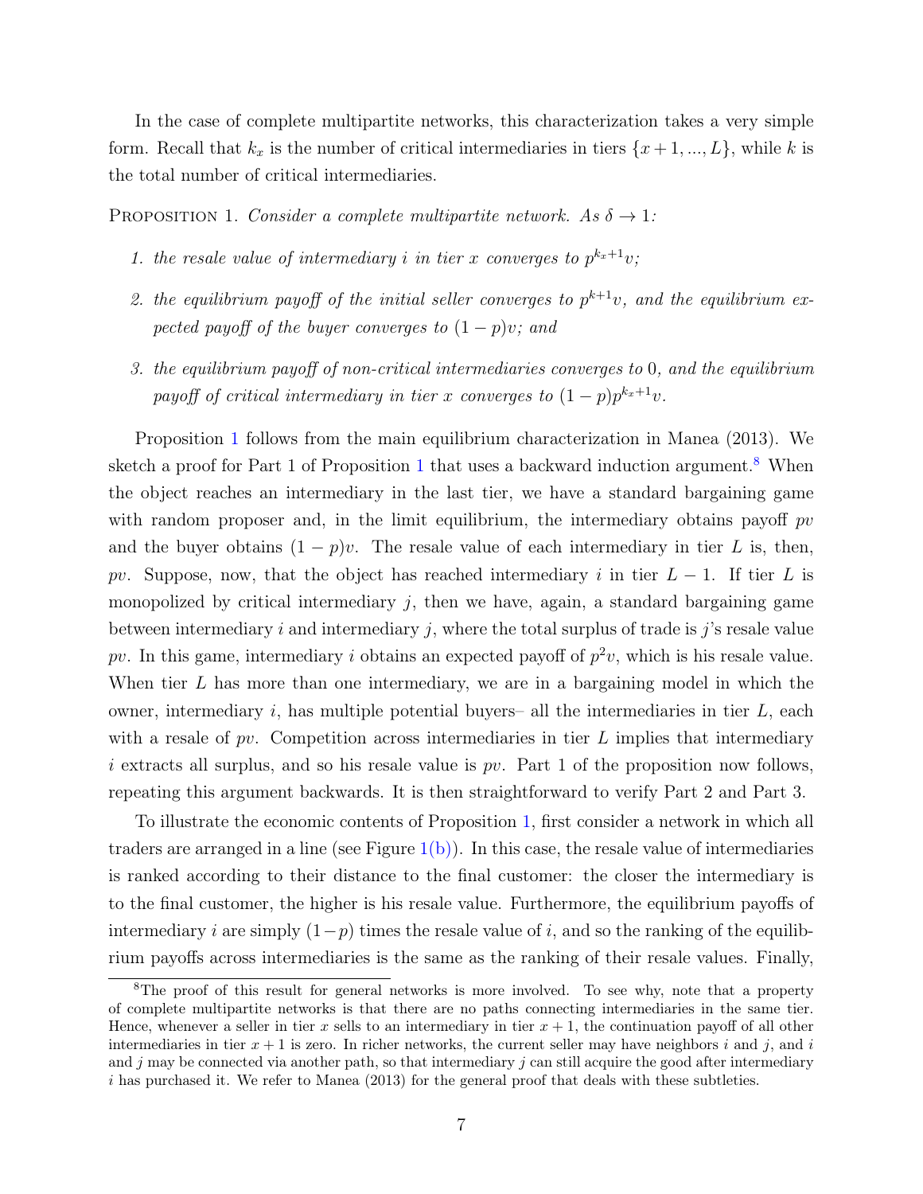In the case of complete multipartite networks, this characterization takes a very simple form. Recall that $k_x$ is the number of critical intermediaries in tiers $\{x+1, ..., L\}$, while $k$ is the total number of critical intermediaries.

Proposition 1. *Consider a complete multipartite network. As $\delta \to 1$:*

1. *the resale value of intermediary $i$ in tier $x$ converges to $p^{k_x+1}v$;*
2. *the equilibrium payoff of the initial seller converges to $p^{k+1}v$, and the equilibrium expected payoff of the buyer converges to $(1-p)v$; and*
3. *the equilibrium payoff of non-critical intermediaries converges to 0, and the equilibrium payoff of critical intermediary in tier $x$ converges to $(1-p)p^{k_x+1}v$.*

Proposition 1 follows from the main equilibrium characterization in Manea (2013). We sketch a proof for Part 1 of Proposition 1 that uses a backward induction argument.[8] When the object reaches an intermediary in the last tier, we have a standard bargaining game with random proposer and, in the limit equilibrium, the intermediary obtains payoff $pv$ and the buyer obtains $(1-p)v$. The resale value of each intermediary in tier $L$ is, then, $pv$. Suppose, now, that the object has reached intermediary $i$ in tier $L-1$. If tier $L$ is monopolized by critical intermediary $j$, then we have, again, a standard bargaining game between intermediary $i$ and intermediary $j$, where the total surplus of trade is $j$'s resale value $pv$. In this game, intermediary $i$ obtains an expected payoff of $p^2v$, which is his resale value. When tier $L$ has more than one intermediary, we are in a bargaining model in which the owner, intermediary $i$, has multiple potential buyers– all the intermediaries in tier $L$, each with a resale of $pv$. Competition across intermediaries in tier $L$ implies that intermediary $i$ extracts all surplus, and so his resale value is $pv$. Part 1 of the proposition now follows, repeating this argument backwards. It is then straightforward to verify Part 2 and Part 3.

To illustrate the economic contents of Proposition 1, first consider a network in which all traders are arranged in a line (see Figure 1(b)). In this case, the resale value of intermediaries is ranked according to their distance to the final customer: the closer the intermediary is to the final customer, the higher is his resale value. Furthermore, the equilibrium payoffs of intermediary $i$ are simply $(1-p)$ times the resale value of $i$, and so the ranking of the equilibrium payoffs across intermediaries is the same as the ranking of their resale values. Finally,

[8] The proof of this result for general networks is more involved. To see why, note that a property of complete multipartite networks is that there are no paths connecting intermediaries in the same tier. Hence, whenever a seller in tier $x$ sells to an intermediary in tier $x+1$, the continuation payoff of all other intermediaries in tier $x+1$ is zero. In richer networks, the current seller may have neighbors $i$ and $j$, and $i$ and $j$ may be connected via another path, so that intermediary $j$ can still acquire the good after intermediary $i$ has purchased it. We refer to Manea (2013) for the general proof that deals with these subtleties.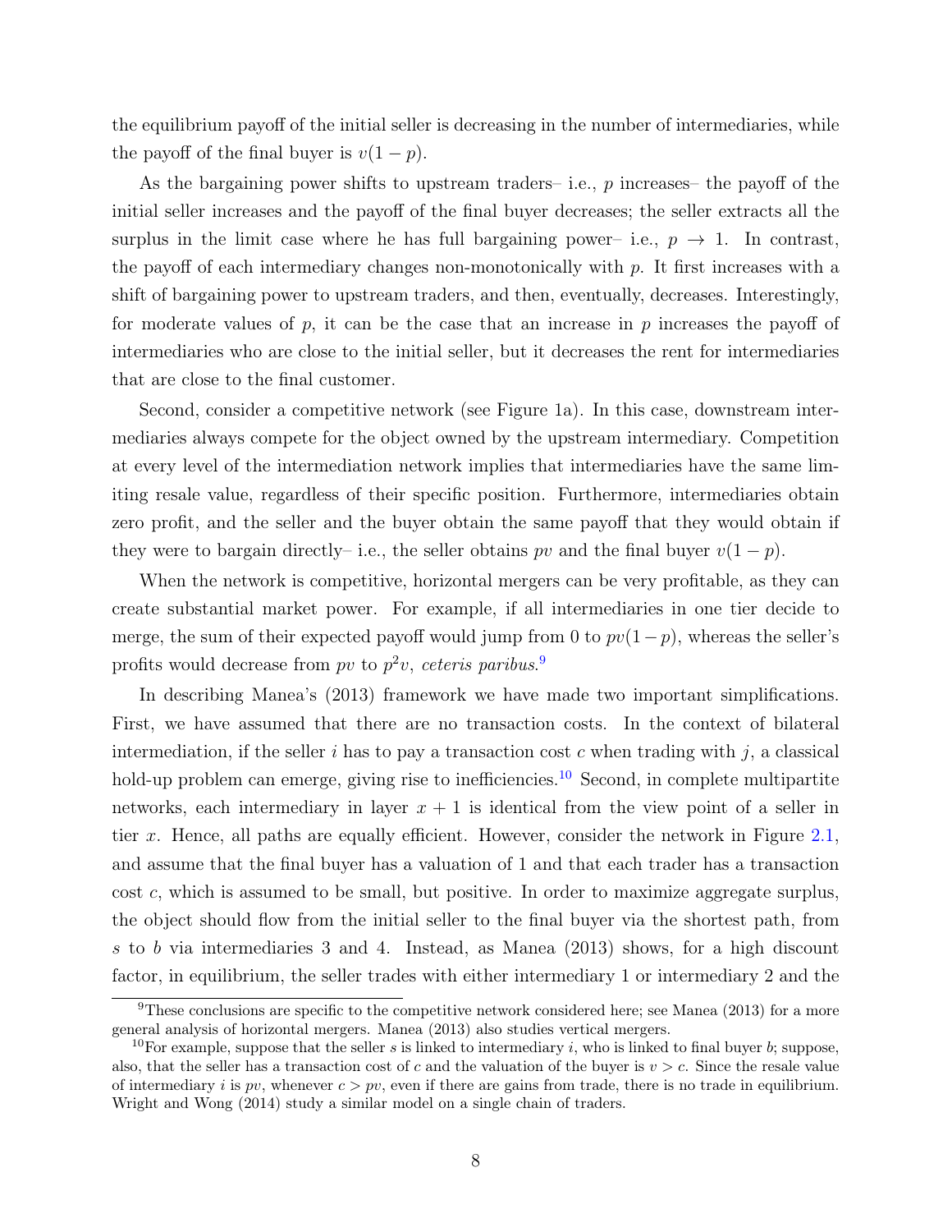the equilibrium payoff of the initial seller is decreasing in the number of intermediaries, while the payoff of the final buyer is $v(1-p)$.

As the bargaining power shifts to upstream traders– i.e., $p$ increases– the payoff of the initial seller increases and the payoff of the final buyer decreases; the seller extracts all the surplus in the limit case where he has full bargaining power– i.e., $p \to 1$. In contrast, the payoff of each intermediary changes non-monotonically with $p$. It first increases with a shift of bargaining power to upstream traders, and then, eventually, decreases. Interestingly, for moderate values of $p$, it can be the case that an increase in $p$ increases the payoff of intermediaries who are close to the initial seller, but it decreases the rent for intermediaries that are close to the final customer.

Second, consider a competitive network (see Figure 1a). In this case, downstream intermediaries always compete for the object owned by the upstream intermediary. Competition at every level of the intermediation network implies that intermediaries have the same limiting resale value, regardless of their specific position. Furthermore, intermediaries obtain zero profit, and the seller and the buyer obtain the same payoff that they would obtain if they were to bargain directly– i.e., the seller obtains $pv$ and the final buyer $v(1-p)$.

When the network is competitive, horizontal mergers can be very profitable, as they can create substantial market power. For example, if all intermediaries in one tier decide to merge, the sum of their expected payoff would jump from 0 to $pv(1-p)$, whereas the seller's profits would decrease from $pv$ to $p^2v$, *ceteris paribus*.[9]

In describing Manea's (2013) framework we have made two important simplifications. First, we have assumed that there are no transaction costs. In the context of bilateral intermediation, if the seller $i$ has to pay a transaction cost $c$ when trading with $j$, a classical hold-up problem can emerge, giving rise to inefficiencies.[10] Second, in complete multipartite networks, each intermediary in layer $x+1$ is identical from the view point of a seller in tier $x$. Hence, all paths are equally efficient. However, consider the network in Figure 2.1, and assume that the final buyer has a valuation of 1 and that each trader has a transaction cost $c$, which is assumed to be small, but positive. In order to maximize aggregate surplus, the object should flow from the initial seller to the final buyer via the shortest path, from $s$ to $b$ via intermediaries 3 and 4. Instead, as Manea (2013) shows, for a high discount factor, in equilibrium, the seller trades with either intermediary 1 or intermediary 2 and the

[9] These conclusions are specific to the competitive network considered here; see Manea (2013) for a more general analysis of horizontal mergers. Manea (2013) also studies vertical mergers.

[10] For example, suppose that the seller $s$ is linked to intermediary $i$, who is linked to final buyer $b$; suppose, also, that the seller has a transaction cost of $c$ and the valuation of the buyer is $v > c$. Since the resale value of intermediary $i$ is $pv$, whenever $c > pv$, even if there are gains from trade, there is no trade in equilibrium. Wright and Wong (2014) study a similar model on a single chain of traders.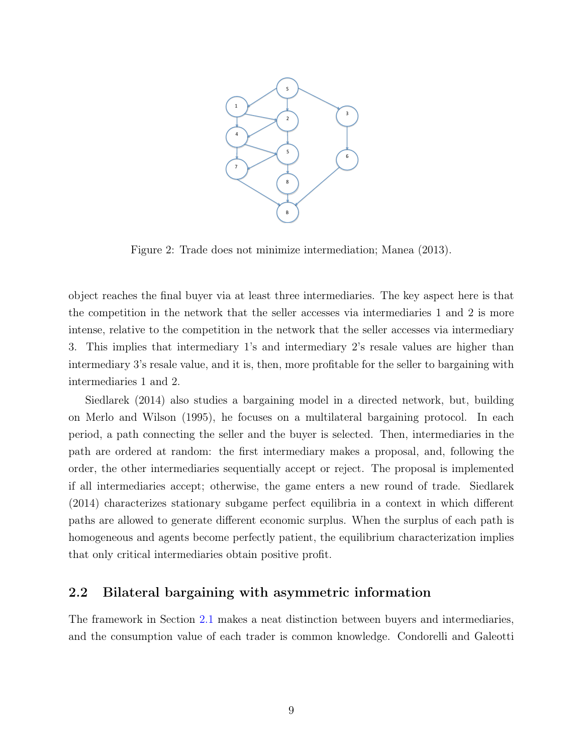Figure 2: Trade does not minimize intermediation; Manea (2013).

object reaches the final buyer via at least three intermediaries. The key aspect here is that the competition in the network that the seller accesses via intermediaries 1 and 2 is more intense, relative to the competition in the network that the seller accesses via intermediary 3. This implies that intermediary 1's and intermediary 2's resale values are higher than intermediary 3's resale value, and it is, then, more profitable for the seller to bargaining with intermediaries 1 and 2.

Siedlarek (2014) also studies a bargaining model in a directed network, but, building on Merlo and Wilson (1995), he focuses on a multilateral bargaining protocol. In each period, a path connecting the seller and the buyer is selected. Then, intermediaries in the path are ordered at random: the first intermediary makes a proposal, and, following the order, the other intermediaries sequentially accept or reject. The proposal is implemented if all intermediaries accept; otherwise, the game enters a new round of trade. Siedlarek (2014) characterizes stationary subgame perfect equilibria in a context in which different paths are allowed to generate different economic surplus. When the surplus of each path is homogeneous and agents become perfectly patient, the equilibrium characterization implies that only critical intermediaries obtain positive profit.

## 2.2 Bilateral bargaining with asymmetric information

The framework in Section 2.1 makes a neat distinction between buyers and intermediaries, and the consumption value of each trader is common knowledge. Condorelli and Galeotti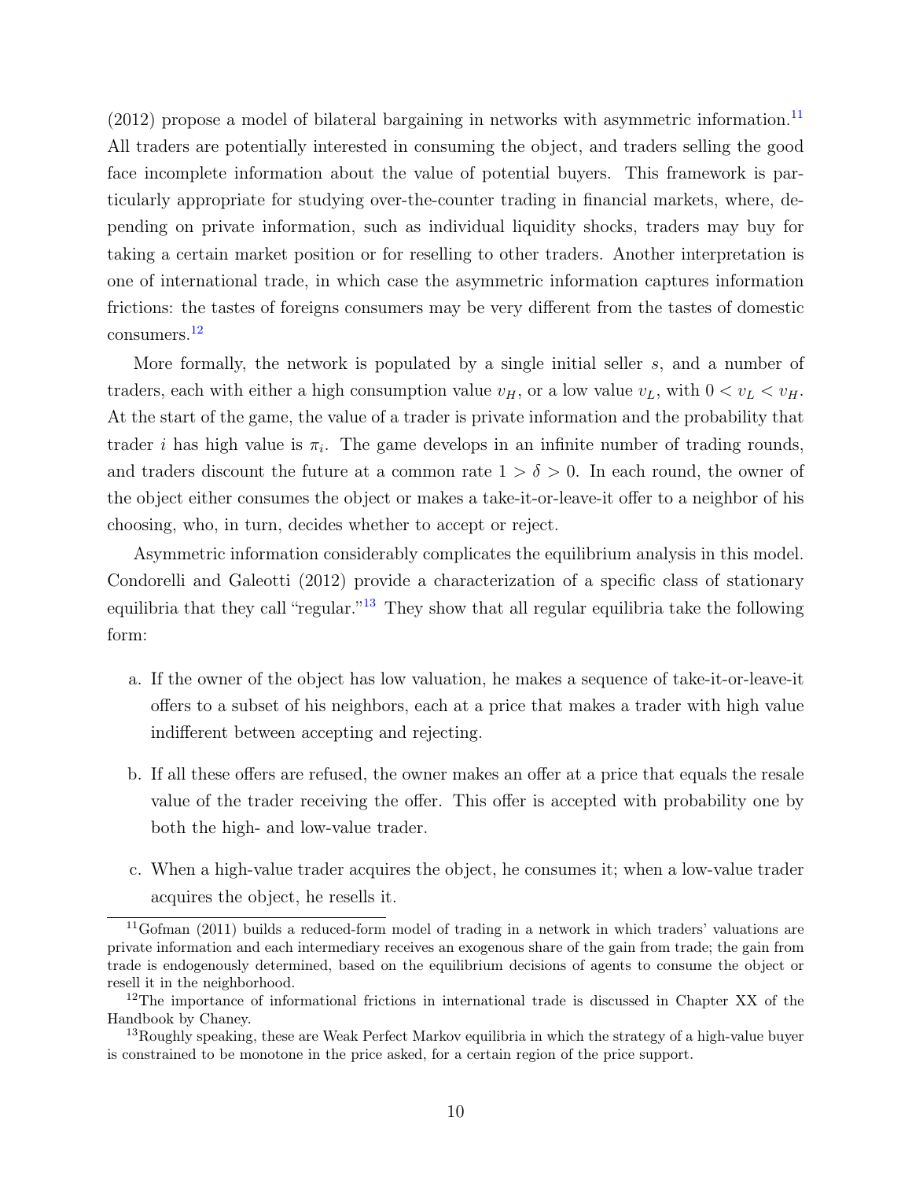(2012) propose a model of bilateral bargaining in networks with asymmetric information.[11] All traders are potentially interested in consuming the object, and traders selling the good face incomplete information about the value of potential buyers. This framework is particularly appropriate for studying over-the-counter trading in financial markets, where, depending on private information, such as individual liquidity shocks, traders may buy for taking a certain market position or for reselling to other traders. Another interpretation is one of international trade, in which case the asymmetric information captures information frictions: the tastes of foreigns consumers may be very different from the tastes of domestic consumers.[12]

More formally, the network is populated by a single initial seller $s$, and a number of traders, each with either a high consumption value $v_H$, or a low value $v_L$, with $0 < v_L < v_H$. At the start of the game, the value of a trader is private information and the probability that trader $i$ has high value is $\pi_i$. The game develops in an infinite number of trading rounds, and traders discount the future at a common rate $1 > \delta > 0$. In each round, the owner of the object either consumes the object or makes a take-it-or-leave-it offer to a neighbor of his choosing, who, in turn, decides whether to accept or reject.

Asymmetric information considerably complicates the equilibrium analysis in this model. Condorelli and Galeotti (2012) provide a characterization of a specific class of stationary equilibria that they call "regular."[13] They show that all regular equilibria take the following form:

a. If the owner of the object has low valuation, he makes a sequence of take-it-or-leave-it offers to a subset of his neighbors, each at a price that makes a trader with high value indifferent between accepting and rejecting.

b. If all these offers are refused, the owner makes an offer at a price that equals the resale value of the trader receiving the offer. This offer is accepted with probability one by both the high- and low-value trader.

c. When a high-value trader acquires the object, he consumes it; when a low-value trader acquires the object, he resells it.

[11] Gofman (2011) builds a reduced-form model of trading in a network in which traders' valuations are private information and each intermediary receives an exogenous share of the gain from trade; the gain from trade is endogenously determined, based on the equilibrium decisions of agents to consume the object or resell it in the neighborhood.

[12] The importance of informational frictions in international trade is discussed in Chapter XX of the Handbook by Chaney.

[13] Roughly speaking, these are Weak Perfect Markov equilibria in which the strategy of a high-value buyer is constrained to be monotone in the price asked, for a certain region of the price support.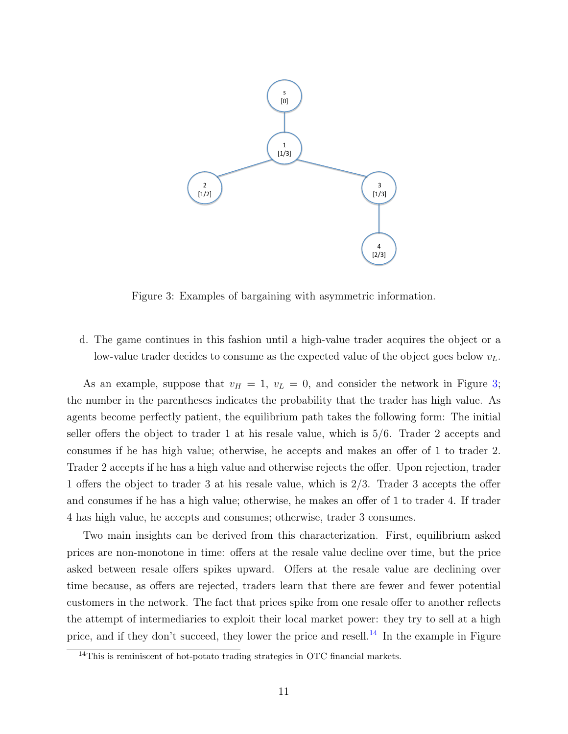Figure 3: Examples of bargaining with asymmetric information.

d. The game continues in this fashion until a high-value trader acquires the object or a low-value trader decides to consume as the expected value of the object goes below $v_L$.

As an example, suppose that $v_H = 1$, $v_L = 0$, and consider the network in Figure 3; the number in the parentheses indicates the probability that the trader has high value. As agents become perfectly patient, the equilibrium path takes the following form: The initial seller offers the object to trader 1 at his resale value, which is 5/6. Trader 2 accepts and consumes if he has high value; otherwise, he accepts and makes an offer of 1 to trader 2. Trader 2 accepts if he has a high value and otherwise rejects the offer. Upon rejection, trader 1 offers the object to trader 3 at his resale value, which is 2/3. Trader 3 accepts the offer and consumes if he has a high value; otherwise, he makes an offer of 1 to trader 4. If trader 4 has high value, he accepts and consumes; otherwise, trader 3 consumes.

Two main insights can be derived from this characterization. First, equilibrium asked prices are non-monotone in time: offers at the resale value decline over time, but the price asked between resale offers spikes upward. Offers at the resale value are declining over time because, as offers are rejected, traders learn that there are fewer and fewer potential customers in the network. The fact that prices spike from one resale offer to another reflects the attempt of intermediaries to exploit their local market power: they try to sell at a high price, and if they don't succeed, they lower the price and resell.[14] In the example in Figure

[14] This is reminiscent of hot-potato trading strategies in OTC financial markets.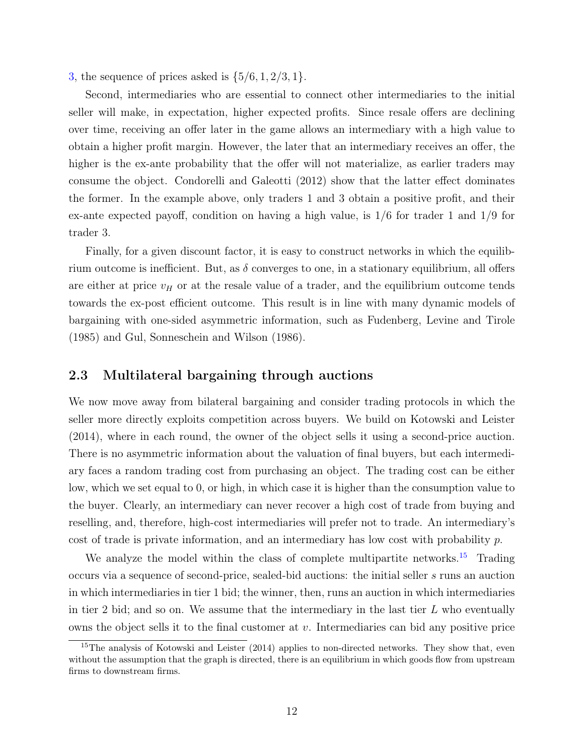3, the sequence of prices asked is $\{5/6, 1, 2/3, 1\}$.

Second, intermediaries who are essential to connect other intermediaries to the initial seller will make, in expectation, higher expected profits. Since resale offers are declining over time, receiving an offer later in the game allows an intermediary with a high value to obtain a higher profit margin. However, the later that an intermediary receives an offer, the higher is the ex-ante probability that the offer will not materialize, as earlier traders may consume the object. Condorelli and Galeotti (2012) show that the latter effect dominates the former. In the example above, only traders 1 and 3 obtain a positive profit, and their ex-ante expected payoff, condition on having a high value, is $1/6$ for trader 1 and $1/9$ for trader 3.

Finally, for a given discount factor, it is easy to construct networks in which the equilibrium outcome is inefficient. But, as $\delta$ converges to one, in a stationary equilibrium, all offers are either at price $v_H$ or at the resale value of a trader, and the equilibrium outcome tends towards the ex-post efficient outcome. This result is in line with many dynamic models of bargaining with one-sided asymmetric information, such as Fudenberg, Levine and Tirole (1985) and Gul, Sonneschein and Wilson (1986).

## 2.3 Multilateral bargaining through auctions

We now move away from bilateral bargaining and consider trading protocols in which the seller more directly exploits competition across buyers. We build on Kotowski and Leister (2014), where in each round, the owner of the object sells it using a second-price auction. There is no asymmetric information about the valuation of final buyers, but each intermediary faces a random trading cost from purchasing an object. The trading cost can be either low, which we set equal to 0, or high, in which case it is higher than the consumption value to the buyer. Clearly, an intermediary can never recover a high cost of trade from buying and reselling, and, therefore, high-cost intermediaries will prefer not to trade. An intermediary's cost of trade is private information, and an intermediary has low cost with probability $p$.

We analyze the model within the class of complete multipartite networks.[15] Trading occurs via a sequence of second-price, sealed-bid auctions: the initial seller $s$ runs an auction in which intermediaries in tier 1 bid; the winner, then, runs an auction in which intermediaries in tier 2 bid; and so on. We assume that the intermediary in the last tier $L$ who eventually owns the object sells it to the final customer at $v$. Intermediaries can bid any positive price

[15] The analysis of Kotowski and Leister (2014) applies to non-directed networks. They show that, even without the assumption that the graph is directed, there is an equilibrium in which goods flow from upstream firms to downstream firms.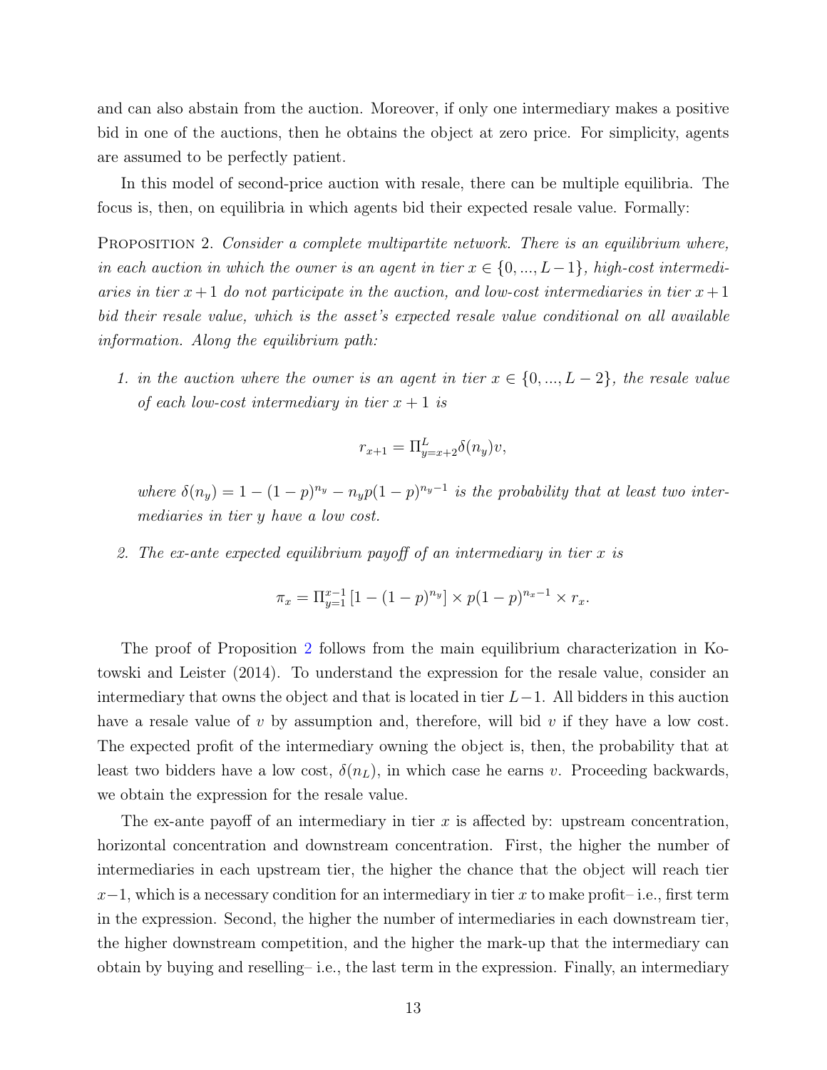and can also abstain from the auction. Moreover, if only one intermediary makes a positive bid in one of the auctions, then he obtains the object at zero price. For simplicity, agents are assumed to be perfectly patient.

In this model of second-price auction with resale, there can be multiple equilibria. The focus is, then, on equilibria in which agents bid their expected resale value. Formally:

Proposition 2. *Consider a complete multipartite network. There is an equilibrium where, in each auction in which the owner is an agent in tier $x \in \{0, ..., L-1\}$, high-cost intermediaries in tier $x+1$ do not participate in the auction, and low-cost intermediaries in tier $x+1$ bid their resale value, which is the asset's expected resale value conditional on all available information. Along the equilibrium path:*

1. *in the auction where the owner is an agent in tier $x \in \{0, ..., L-2\}$, the resale value of each low-cost intermediary in tier $x+1$ is*

$$r_{x+1} = \Pi_{y=x+2}^{L} \delta(n_y) v,$$

*where $\delta(n_y) = 1 - (1-p)^{n_y} - n_y p (1-p)^{n_y - 1}$ is the probability that at least two intermediaries in tier $y$ have a low cost.*

2. *The ex-ante expected equilibrium payoff of an intermediary in tier $x$ is*

$$\pi_x = \Pi_{y=1}^{x-1} \left[1 - (1-p)^{n_y}\right] \times p(1-p)^{n_x - 1} \times r_x.$$

The proof of Proposition 2 follows from the main equilibrium characterization in Kotowski and Leister (2014). To understand the expression for the resale value, consider an intermediary that owns the object and that is located in tier $L-1$. All bidders in this auction have a resale value of $v$ by assumption and, therefore, will bid $v$ if they have a low cost. The expected profit of the intermediary owning the object is, then, the probability that at least two bidders have a low cost, $\delta(n_L)$, in which case he earns $v$. Proceeding backwards, we obtain the expression for the resale value.

The ex-ante payoff of an intermediary in tier $x$ is affected by: upstream concentration, horizontal concentration and downstream concentration. First, the higher the number of intermediaries in each upstream tier, the higher the chance that the object will reach tier $x-1$, which is a necessary condition for an intermediary in tier $x$ to make profit– i.e., first term in the expression. Second, the higher the number of intermediaries in each downstream tier, the higher downstream competition, and the higher the mark-up that the intermediary can obtain by buying and reselling– i.e., the last term in the expression. Finally, an intermediary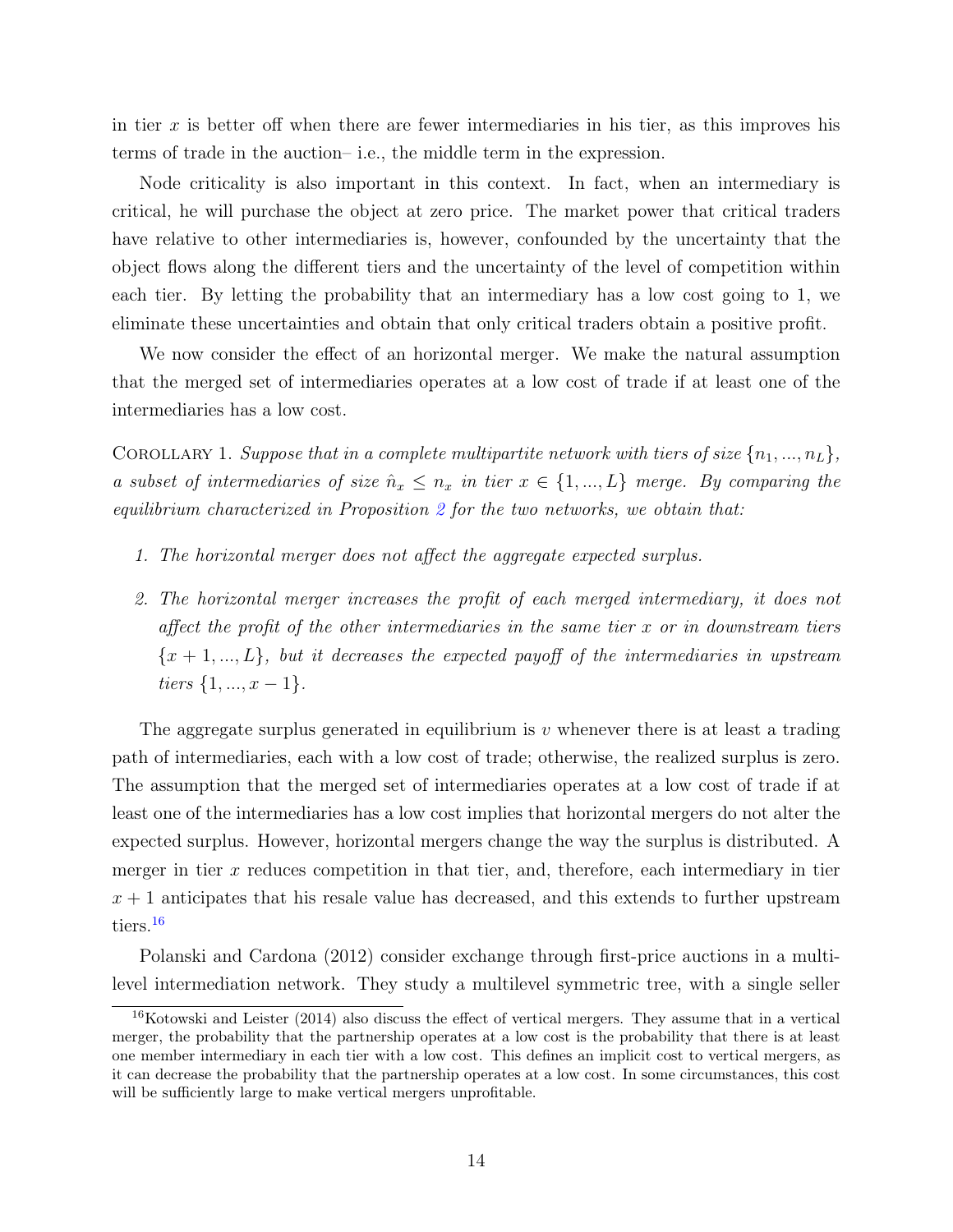in tier $x$ is better off when there are fewer intermediaries in his tier, as this improves his terms of trade in the auction– i.e., the middle term in the expression.

Node criticality is also important in this context. In fact, when an intermediary is critical, he will purchase the object at zero price. The market power that critical traders have relative to other intermediaries is, however, confounded by the uncertainty that the object flows along the different tiers and the uncertainty of the level of competition within each tier. By letting the probability that an intermediary has a low cost going to 1, we eliminate these uncertainties and obtain that only critical traders obtain a positive profit.

We now consider the effect of an horizontal merger. We make the natural assumption that the merged set of intermediaries operates at a low cost of trade if at least one of the intermediaries has a low cost.

Corollary 1. *Suppose that in a complete multipartite network with tiers of size $\{n_1, ..., n_L\}$, a subset of intermediaries of size $\hat{n}_x \leq n_x$ in tier $x \in \{1, ..., L\}$ merge. By comparing the equilibrium characterized in Proposition 2 for the two networks, we obtain that:*

1. *The horizontal merger does not affect the aggregate expected surplus.*
2. *The horizontal merger increases the profit of each merged intermediary, it does not affect the profit of the other intermediaries in the same tier $x$ or in downstream tiers $\{x+1, ..., L\}$, but it decreases the expected payoff of the intermediaries in upstream tiers $\{1, ..., x-1\}$.*

The aggregate surplus generated in equilibrium is $v$ whenever there is at least a trading path of intermediaries, each with a low cost of trade; otherwise, the realized surplus is zero. The assumption that the merged set of intermediaries operates at a low cost of trade if at least one of the intermediaries has a low cost implies that horizontal mergers do not alter the expected surplus. However, horizontal mergers change the way the surplus is distributed. A merger in tier $x$ reduces competition in that tier, and, therefore, each intermediary in tier $x+1$ anticipates that his resale value has decreased, and this extends to further upstream tiers.[16]

Polanski and Cardona (2012) consider exchange through first-price auctions in a multi-level intermediation network. They study a multilevel symmetric tree, with a single seller

[16] Kotowski and Leister (2014) also discuss the effect of vertical mergers. They assume that in a vertical merger, the probability that the partnership operates at a low cost is the probability that there is at least one member intermediary in each tier with a low cost. This defines an implicit cost to vertical mergers, as it can decrease the probability that the partnership operates at a low cost. In some circumstances, this cost will be sufficiently large to make vertical mergers unprofitable.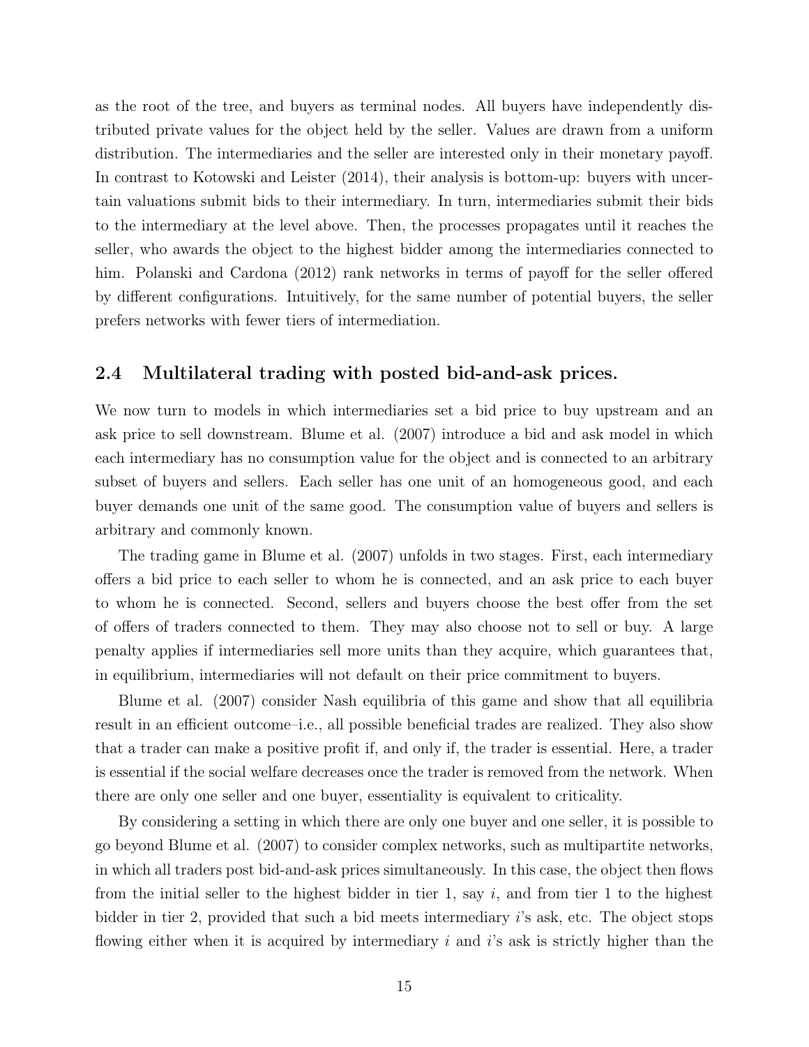as the root of the tree, and buyers as terminal nodes. All buyers have independently distributed private values for the object held by the seller. Values are drawn from a uniform distribution. The intermediaries and the seller are interested only in their monetary payoff. In contrast to Kotowski and Leister (2014), their analysis is bottom-up: buyers with uncertain valuations submit bids to their intermediary. In turn, intermediaries submit their bids to the intermediary at the level above. Then, the processes propagates until it reaches the seller, who awards the object to the highest bidder among the intermediaries connected to him. Polanski and Cardona (2012) rank networks in terms of payoff for the seller offered by different configurations. Intuitively, for the same number of potential buyers, the seller prefers networks with fewer tiers of intermediation.

## 2.4 Multilateral trading with posted bid-and-ask prices.

We now turn to models in which intermediaries set a bid price to buy upstream and an ask price to sell downstream. Blume et al. (2007) introduce a bid and ask model in which each intermediary has no consumption value for the object and is connected to an arbitrary subset of buyers and sellers. Each seller has one unit of an homogeneous good, and each buyer demands one unit of the same good. The consumption value of buyers and sellers is arbitrary and commonly known.

The trading game in Blume et al. (2007) unfolds in two stages. First, each intermediary offers a bid price to each seller to whom he is connected, and an ask price to each buyer to whom he is connected. Second, sellers and buyers choose the best offer from the set of offers of traders connected to them. They may also choose not to sell or buy. A large penalty applies if intermediaries sell more units than they acquire, which guarantees that, in equilibrium, intermediaries will not default on their price commitment to buyers.

Blume et al. (2007) consider Nash equilibria of this game and show that all equilibria result in an efficient outcome–i.e., all possible beneficial trades are realized. They also show that a trader can make a positive profit if, and only if, the trader is essential. Here, a trader is essential if the social welfare decreases once the trader is removed from the network. When there are only one seller and one buyer, essentiality is equivalent to criticality.

By considering a setting in which there are only one buyer and one seller, it is possible to go beyond Blume et al. (2007) to consider complex networks, such as multipartite networks, in which all traders post bid-and-ask prices simultaneously. In this case, the object then flows from the initial seller to the highest bidder in tier 1, say $i$, and from tier 1 to the highest bidder in tier 2, provided that such a bid meets intermediary $i$'s ask, etc. The object stops flowing either when it is acquired by intermediary $i$ and $i$'s ask is strictly higher than the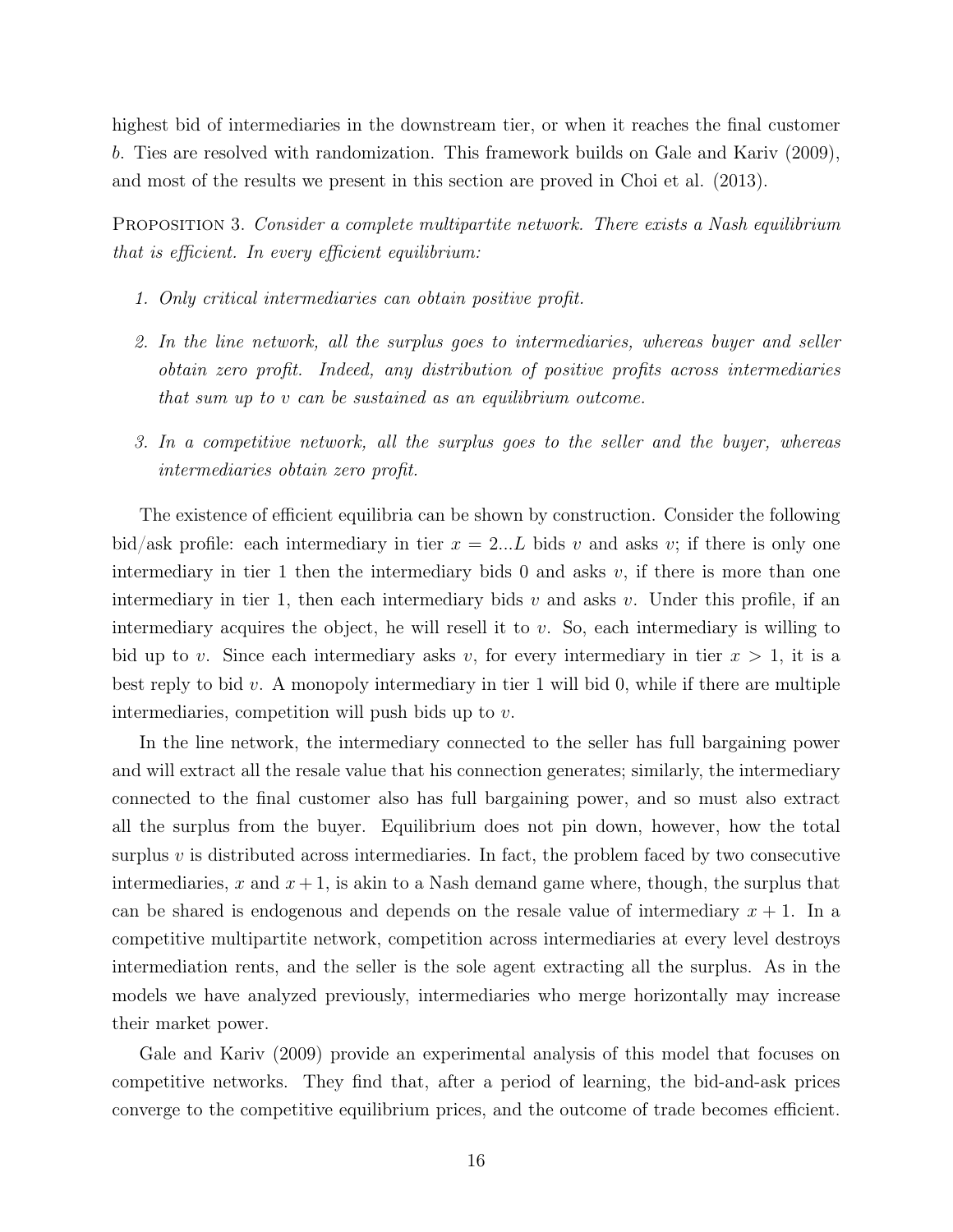highest bid of intermediaries in the downstream tier, or when it reaches the final customer $b$. Ties are resolved with randomization. This framework builds on Gale and Kariv (2009), and most of the results we present in this section are proved in Choi et al. (2013).

Proposition 3. *Consider a complete multipartite network. There exists a Nash equilibrium that is efficient. In every efficient equilibrium:*

1. *Only critical intermediaries can obtain positive profit.*
2. *In the line network, all the surplus goes to intermediaries, whereas buyer and seller obtain zero profit. Indeed, any distribution of positive profits across intermediaries that sum up to $v$ can be sustained as an equilibrium outcome.*
3. *In a competitive network, all the surplus goes to the seller and the buyer, whereas intermediaries obtain zero profit.*

The existence of efficient equilibria can be shown by construction. Consider the following bid/ask profile: each intermediary in tier $x = 2...L$ bids $v$ and asks $v$; if there is only one intermediary in tier 1 then the intermediary bids 0 and asks $v$, if there is more than one intermediary in tier 1, then each intermediary bids $v$ and asks $v$. Under this profile, if an intermediary acquires the object, he will resell it to $v$. So, each intermediary is willing to bid up to $v$. Since each intermediary asks $v$, for every intermediary in tier $x > 1$, it is a best reply to bid $v$. A monopoly intermediary in tier 1 will bid 0, while if there are multiple intermediaries, competition will push bids up to $v$.

In the line network, the intermediary connected to the seller has full bargaining power and will extract all the resale value that his connection generates; similarly, the intermediary connected to the final customer also has full bargaining power, and so must also extract all the surplus from the buyer. Equilibrium does not pin down, however, how the total surplus $v$ is distributed across intermediaries. In fact, the problem faced by two consecutive intermediaries, $x$ and $x + 1$, is akin to a Nash demand game where, though, the surplus that can be shared is endogenous and depends on the resale value of intermediary $x + 1$. In a competitive multipartite network, competition across intermediaries at every level destroys intermediation rents, and the seller is the sole agent extracting all the surplus. As in the models we have analyzed previously, intermediaries who merge horizontally may increase their market power.

Gale and Kariv (2009) provide an experimental analysis of this model that focuses on competitive networks. They find that, after a period of learning, the bid-and-ask prices converge to the competitive equilibrium prices, and the outcome of trade becomes efficient.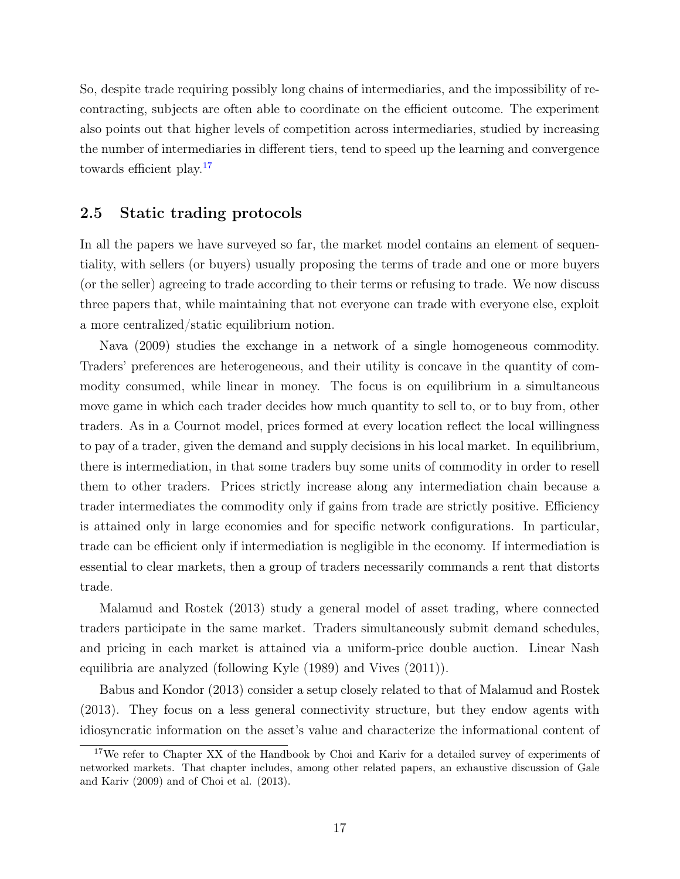So, despite trade requiring possibly long chains of intermediaries, and the impossibility of recontracting, subjects are often able to coordinate on the efficient outcome. The experiment also points out that higher levels of competition across intermediaries, studied by increasing the number of intermediaries in different tiers, tend to speed up the learning and convergence towards efficient play.[17]

## 2.5 Static trading protocols

In all the papers we have surveyed so far, the market model contains an element of sequentiality, with sellers (or buyers) usually proposing the terms of trade and one or more buyers (or the seller) agreeing to trade according to their terms or refusing to trade. We now discuss three papers that, while maintaining that not everyone can trade with everyone else, exploit a more centralized/static equilibrium notion.

Nava (2009) studies the exchange in a network of a single homogeneous commodity. Traders' preferences are heterogeneous, and their utility is concave in the quantity of commodity consumed, while linear in money. The focus is on equilibrium in a simultaneous move game in which each trader decides how much quantity to sell to, or to buy from, other traders. As in a Cournot model, prices formed at every location reflect the local willingness to pay of a trader, given the demand and supply decisions in his local market. In equilibrium, there is intermediation, in that some traders buy some units of commodity in order to resell them to other traders. Prices strictly increase along any intermediation chain because a trader intermediates the commodity only if gains from trade are strictly positive. Efficiency is attained only in large economies and for specific network configurations. In particular, trade can be efficient only if intermediation is negligible in the economy. If intermediation is essential to clear markets, then a group of traders necessarily commands a rent that distorts trade.

Malamud and Rostek (2013) study a general model of asset trading, where connected traders participate in the same market. Traders simultaneously submit demand schedules, and pricing in each market is attained via a uniform-price double auction. Linear Nash equilibria are analyzed (following Kyle (1989) and Vives (2011)).

Babus and Kondor (2013) consider a setup closely related to that of Malamud and Rostek (2013). They focus on a less general connectivity structure, but they endow agents with idiosyncratic information on the asset's value and characterize the informational content of

[17] We refer to Chapter XX of the Handbook by Choi and Kariv for a detailed survey of experiments of networked markets. That chapter includes, among other related papers, an exhaustive discussion of Gale and Kariv (2009) and of Choi et al. (2013).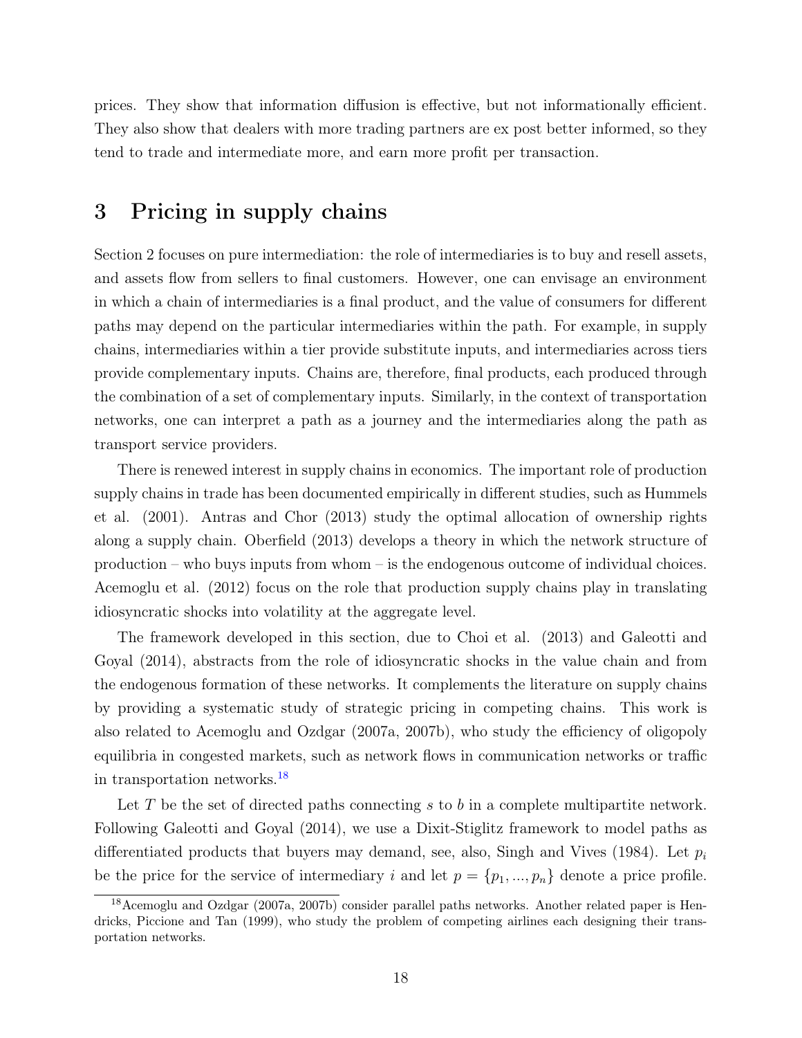prices. They show that information diffusion is effective, but not informationally efficient. They also show that dealers with more trading partners are ex post better informed, so they tend to trade and intermediate more, and earn more profit per transaction.

# 3 Pricing in supply chains

Section 2 focuses on pure intermediation: the role of intermediaries is to buy and resell assets, and assets flow from sellers to final customers. However, one can envisage an environment in which a chain of intermediaries is a final product, and the value of consumers for different paths may depend on the particular intermediaries within the path. For example, in supply chains, intermediaries within a tier provide substitute inputs, and intermediaries across tiers provide complementary inputs. Chains are, therefore, final products, each produced through the combination of a set of complementary inputs. Similarly, in the context of transportation networks, one can interpret a path as a journey and the intermediaries along the path as transport service providers.

There is renewed interest in supply chains in economics. The important role of production supply chains in trade has been documented empirically in different studies, such as Hummels et al. (2001). Antras and Chor (2013) study the optimal allocation of ownership rights along a supply chain. Oberfield (2013) develops a theory in which the network structure of production – who buys inputs from whom – is the endogenous outcome of individual choices. Acemoglu et al. (2012) focus on the role that production supply chains play in translating idiosyncratic shocks into volatility at the aggregate level.

The framework developed in this section, due to Choi et al. (2013) and Galeotti and Goyal (2014), abstracts from the role of idiosyncratic shocks in the value chain and from the endogenous formation of these networks. It complements the literature on supply chains by providing a systematic study of strategic pricing in competing chains. This work is also related to Acemoglu and Ozdgar (2007a, 2007b), who study the efficiency of oligopoly equilibria in congested markets, such as network flows in communication networks or traffic in transportation networks.[18]

Let $T$ be the set of directed paths connecting $s$ to $b$ in a complete multipartite network. Following Galeotti and Goyal (2014), we use a Dixit-Stiglitz framework to model paths as differentiated products that buyers may demand, see, also, Singh and Vives (1984). Let $p_i$ be the price for the service of intermediary $i$ and let $p = \{p_1, ..., p_n\}$ denote a price profile.

[18] Acemoglu and Ozdgar (2007a, 2007b) consider parallel paths networks. Another related paper is Hendricks, Piccione and Tan (1999), who study the problem of competing airlines each designing their transportation networks.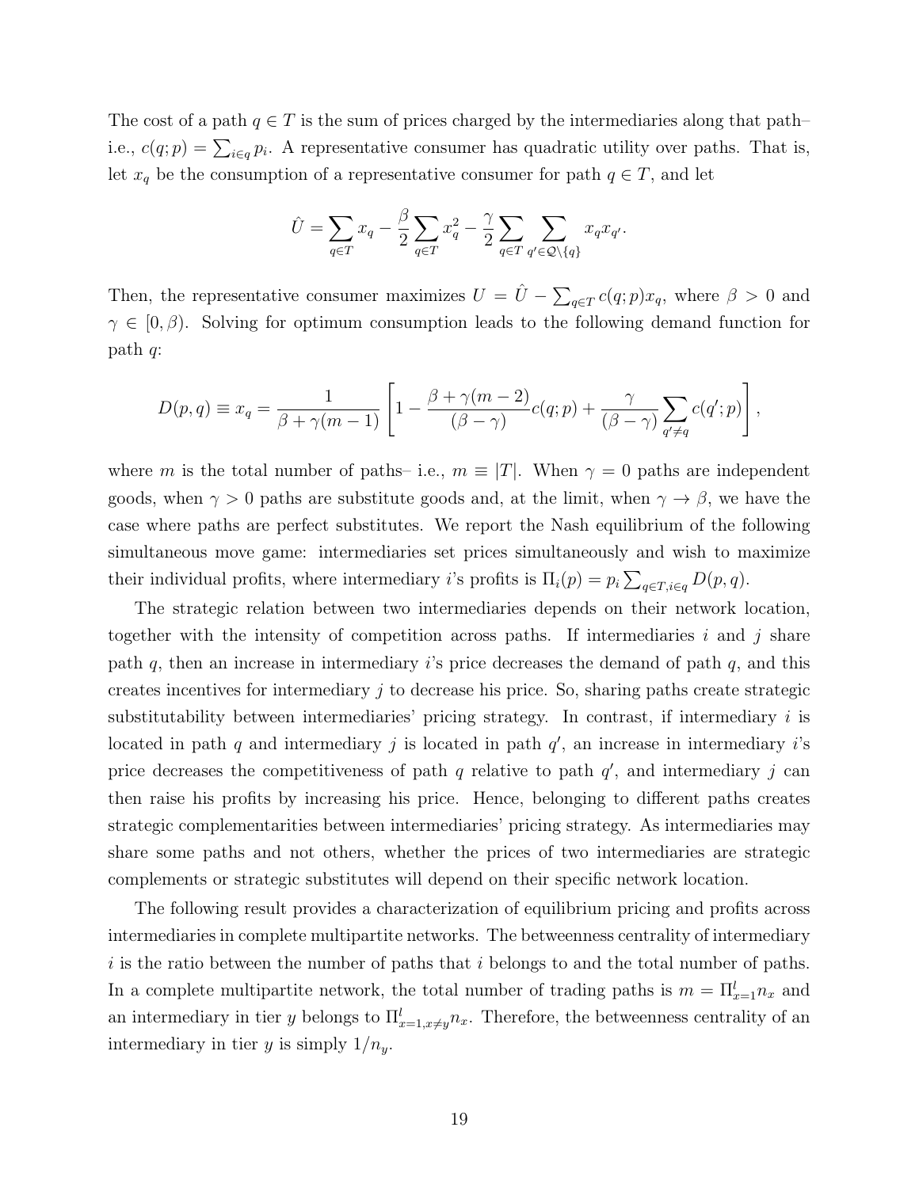The cost of a path $q \in T$ is the sum of prices charged by the intermediaries along that path– i.e., $c(q; p) = \sum_{i \in q} p_i$. A representative consumer has quadratic utility over paths. That is, let $x_q$ be the consumption of a representative consumer for path $q \in T$, and let

$$\hat{U} = \sum_{q \in T} x_q - \frac{\beta}{2} \sum_{q \in T} x_q^2 - \frac{\gamma}{2} \sum_{q \in T} \sum_{q' \in \mathcal{Q} \setminus \{q\}} x_q x_{q'}.$$

Then, the representative consumer maximizes $U = \hat{U} - \sum_{q \in T} c(q; p) x_q$, where $\beta > 0$ and $\gamma \in [0, \beta)$. Solving for optimum consumption leads to the following demand function for path $q$:

$$D(p, q) \equiv x_q = \frac{1}{\beta + \gamma(m-1)} \left[ 1 - \frac{\beta + \gamma(m-2)}{(\beta - \gamma)} c(q; p) + \frac{\gamma}{(\beta - \gamma)} \sum_{q' \neq q} c(q'; p) \right],$$

where $m$ is the total number of paths– i.e., $m \equiv |T|$. When $\gamma = 0$ paths are independent goods, when $\gamma > 0$ paths are substitute goods and, at the limit, when $\gamma \to \beta$, we have the case where paths are perfect substitutes. We report the Nash equilibrium of the following simultaneous move game: intermediaries set prices simultaneously and wish to maximize their individual profits, where intermediary $i$'s profits is $\Pi_i(p) = p_i \sum_{q \in T, i \in q} D(p, q)$.

The strategic relation between two intermediaries depends on their network location, together with the intensity of competition across paths. If intermediaries $i$ and $j$ share path $q$, then an increase in intermediary $i$'s price decreases the demand of path $q$, and this creates incentives for intermediary $j$ to decrease his price. So, sharing paths create strategic substitutability between intermediaries' pricing strategy. In contrast, if intermediary $i$ is located in path $q$ and intermediary $j$ is located in path $q'$, an increase in intermediary $i$'s price decreases the competitiveness of path $q$ relative to path $q'$, and intermediary $j$ can then raise his profits by increasing his price. Hence, belonging to different paths creates strategic complementarities between intermediaries' pricing strategy. As intermediaries may share some paths and not others, whether the prices of two intermediaries are strategic complements or strategic substitutes will depend on their specific network location.

The following result provides a characterization of equilibrium pricing and profits across intermediaries in complete multipartite networks. The betweenness centrality of intermediary $i$ is the ratio between the number of paths that $i$ belongs to and the total number of paths. In a complete multipartite network, the total number of trading paths is $m = \Pi_{x=1}^{l} n_x$ and an intermediary in tier $y$ belongs to $\Pi_{x=1, x \neq y}^{l} n_x$. Therefore, the betweenness centrality of an intermediary in tier $y$ is simply $1/n_y$.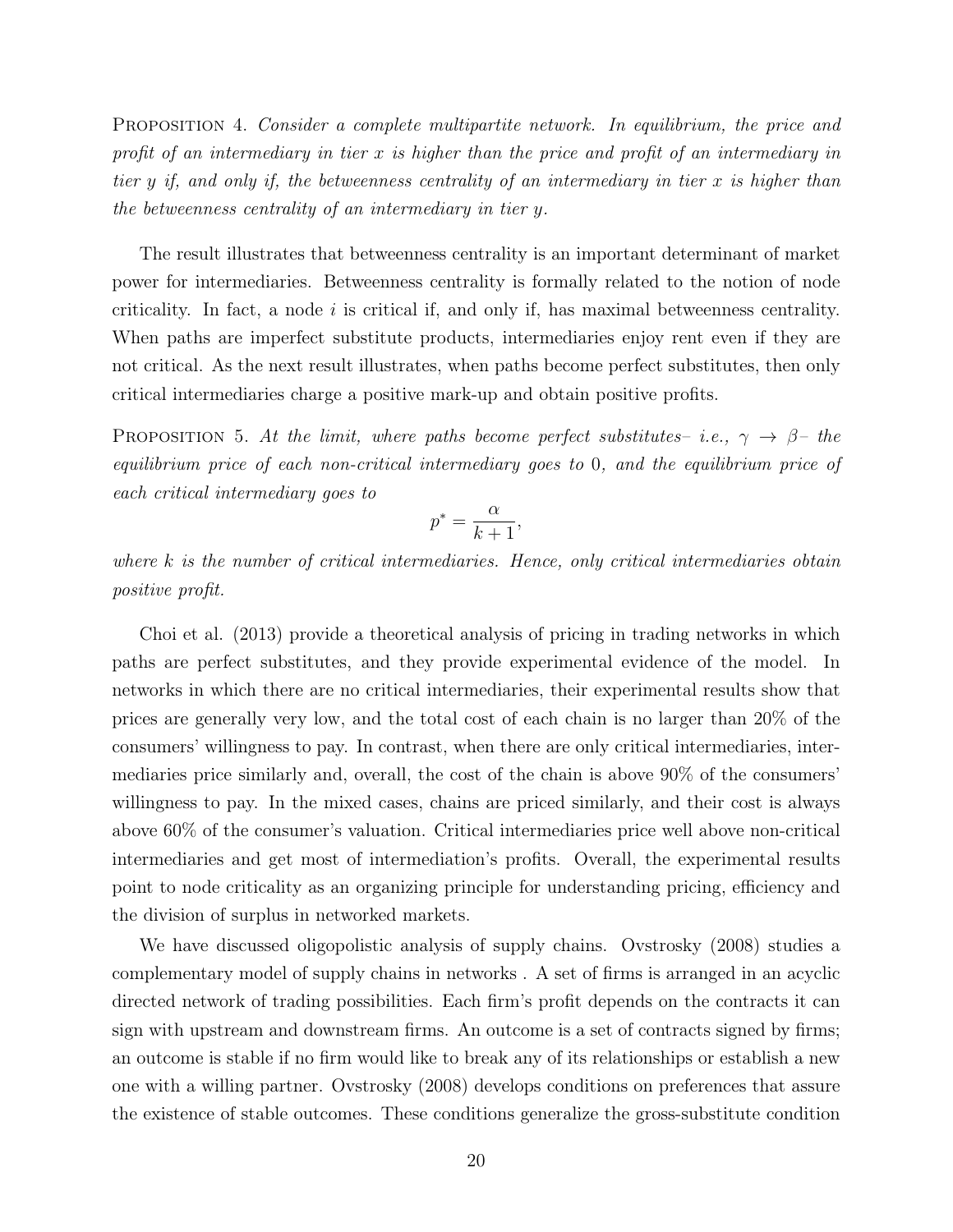Proposition 4. *Consider a complete multipartite network. In equilibrium, the price and profit of an intermediary in tier $x$ is higher than the price and profit of an intermediary in tier $y$ if, and only if, the betweenness centrality of an intermediary in tier $x$ is higher than the betweenness centrality of an intermediary in tier $y$.*

The result illustrates that betweenness centrality is an important determinant of market power for intermediaries. Betweenness centrality is formally related to the notion of node criticality. In fact, a node $i$ is critical if, and only if, has maximal betweenness centrality. When paths are imperfect substitute products, intermediaries enjoy rent even if they are not critical. As the next result illustrates, when paths become perfect substitutes, then only critical intermediaries charge a positive mark-up and obtain positive profits.

Proposition 5. *At the limit, where paths become perfect substitutes– i.e., $\gamma \to \beta$– the equilibrium price of each non-critical intermediary goes to 0, and the equilibrium price of each critical intermediary goes to*

$$p^* = \frac{\alpha}{k+1},$$

*where $k$ is the number of critical intermediaries. Hence, only critical intermediaries obtain positive profit.*

Choi et al. (2013) provide a theoretical analysis of pricing in trading networks in which paths are perfect substitutes, and they provide experimental evidence of the model. In networks in which there are no critical intermediaries, their experimental results show that prices are generally very low, and the total cost of each chain is no larger than 20% of the consumers' willingness to pay. In contrast, when there are only critical intermediaries, intermediaries price similarly and, overall, the cost of the chain is above 90% of the consumers' willingness to pay. In the mixed cases, chains are priced similarly, and their cost is always above 60% of the consumer's valuation. Critical intermediaries price well above non-critical intermediaries and get most of intermediation's profits. Overall, the experimental results point to node criticality as an organizing principle for understanding pricing, efficiency and the division of surplus in networked markets.

We have discussed oligopolistic analysis of supply chains. Ovstrosky (2008) studies a complementary model of supply chains in networks . A set of firms is arranged in an acyclic directed network of trading possibilities. Each firm's profit depends on the contracts it can sign with upstream and downstream firms. An outcome is a set of contracts signed by firms; an outcome is stable if no firm would like to break any of its relationships or establish a new one with a willing partner. Ovstrosky (2008) develops conditions on preferences that assure the existence of stable outcomes. These conditions generalize the gross-substitute condition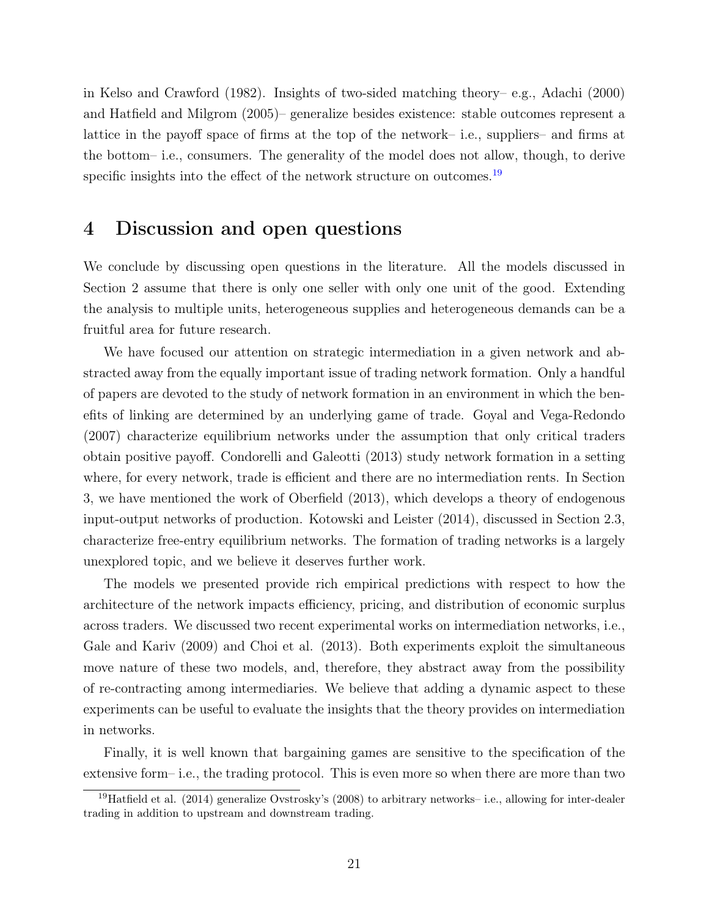in Kelso and Crawford (1982). Insights of two-sided matching theory– e.g., Adachi (2000) and Hatfield and Milgrom (2005)– generalize besides existence: stable outcomes represent a lattice in the payoff space of firms at the top of the network– i.e., suppliers– and firms at the bottom– i.e., consumers. The generality of the model does not allow, though, to derive specific insights into the effect of the network structure on outcomes.[19]

# 4 Discussion and open questions

We conclude by discussing open questions in the literature. All the models discussed in Section 2 assume that there is only one seller with only one unit of the good. Extending the analysis to multiple units, heterogeneous supplies and heterogeneous demands can be a fruitful area for future research.

We have focused our attention on strategic intermediation in a given network and abstracted away from the equally important issue of trading network formation. Only a handful of papers are devoted to the study of network formation in an environment in which the benefits of linking are determined by an underlying game of trade. Goyal and Vega-Redondo (2007) characterize equilibrium networks under the assumption that only critical traders obtain positive payoff. Condorelli and Galeotti (2013) study network formation in a setting where, for every network, trade is efficient and there are no intermediation rents. In Section 3, we have mentioned the work of Oberfield (2013), which develops a theory of endogenous input-output networks of production. Kotowski and Leister (2014), discussed in Section 2.3, characterize free-entry equilibrium networks. The formation of trading networks is a largely unexplored topic, and we believe it deserves further work.

The models we presented provide rich empirical predictions with respect to how the architecture of the network impacts efficiency, pricing, and distribution of economic surplus across traders. We discussed two recent experimental works on intermediation networks, i.e., Gale and Kariv (2009) and Choi et al. (2013). Both experiments exploit the simultaneous move nature of these two models, and, therefore, they abstract away from the possibility of re-contracting among intermediaries. We believe that adding a dynamic aspect to these experiments can be useful to evaluate the insights that the theory provides on intermediation in networks.

Finally, it is well known that bargaining games are sensitive to the specification of the extensive form– i.e., the trading protocol. This is even more so when there are more than two

[19] Hatfield et al. (2014) generalize Ovstrosky's (2008) to arbitrary networks– i.e., allowing for inter-dealer trading in addition to upstream and downstream trading.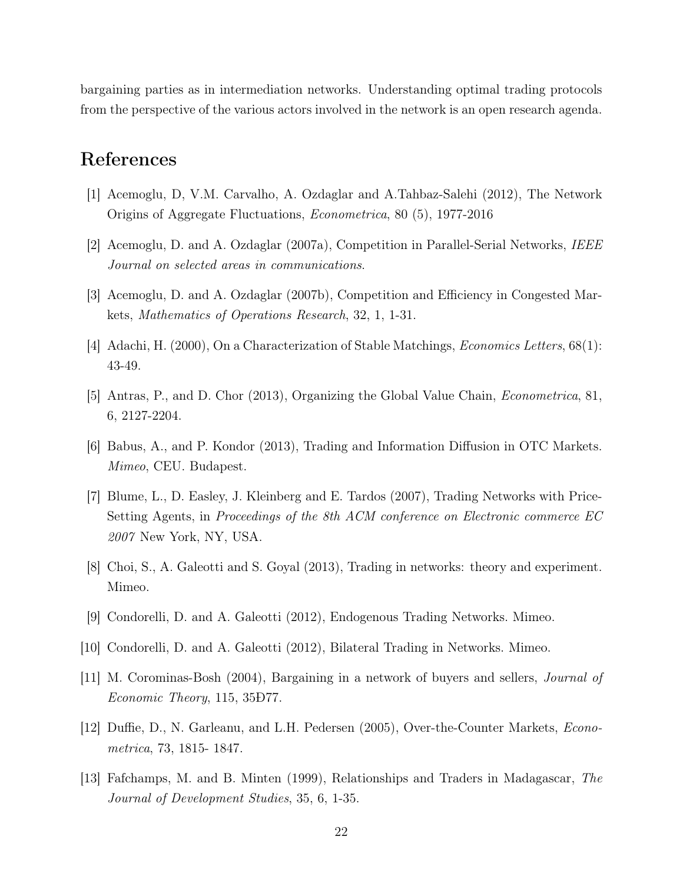bargaining parties as in intermediation networks. Understanding optimal trading protocols from the perspective of the various actors involved in the network is an open research agenda.

## References

[1] Acemoglu, D, V.M. Carvalho, A. Ozdaglar and A.Tahbaz-Salehi (2012), The Network Origins of Aggregate Fluctuations, *Econometrica*, 80 (5), 1977-2016

[2] Acemoglu, D. and A. Ozdaglar (2007a), Competition in Parallel-Serial Networks, *IEEE Journal on selected areas in communications*.

[3] Acemoglu, D. and A. Ozdaglar (2007b), Competition and Efficiency in Congested Markets, *Mathematics of Operations Research*, 32, 1, 1-31.

[4] Adachi, H. (2000), On a Characterization of Stable Matchings, *Economics Letters*, 68(1): 43-49.

[5] Antras, P., and D. Chor (2013), Organizing the Global Value Chain, *Econometrica*, 81, 6, 2127-2204.

[6] Babus, A., and P. Kondor (2013), Trading and Information Diffusion in OTC Markets. *Mimeo*, CEU. Budapest.

[7] Blume, L., D. Easley, J. Kleinberg and E. Tardos (2007), Trading Networks with Price-Setting Agents, in *Proceedings of the 8th ACM conference on Electronic commerce EC 2007* New York, NY, USA.

[8] Choi, S., A. Galeotti and S. Goyal (2013), Trading in networks: theory and experiment. Mimeo.

[9] Condorelli, D. and A. Galeotti (2012), Endogenous Trading Networks. Mimeo.

[10] Condorelli, D. and A. Galeotti (2012), Bilateral Trading in Networks. Mimeo.

[11] M. Corominas-Bosh (2004), Bargaining in a network of buyers and sellers, *Journal of Economic Theory*, 115, 35Ð77.

[12] Duffie, D., N. Garleanu, and L.H. Pedersen (2005), Over-the-Counter Markets, *Econometrica*, 73, 1815- 1847.

[13] Fafchamps, M. and B. Minten (1999), Relationships and Traders in Madagascar, *The Journal of Development Studies*, 35, 6, 1-35.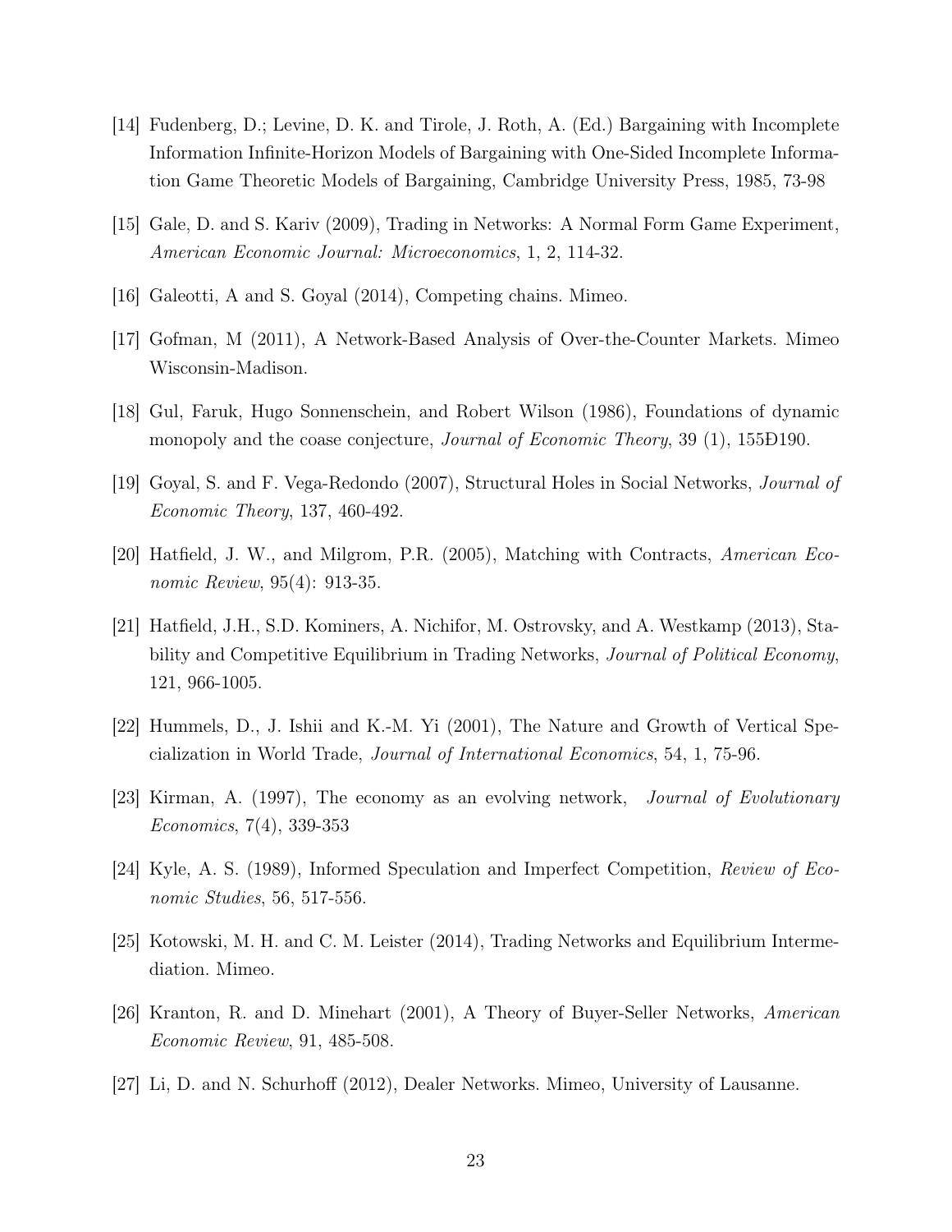[14] Fudenberg, D.; Levine, D. K. and Tirole, J. Roth, A. (Ed.) Bargaining with Incomplete Information Infinite-Horizon Models of Bargaining with One-Sided Incomplete Information Game Theoretic Models of Bargaining, Cambridge University Press, 1985, 73-98

[15] Gale, D. and S. Kariv (2009), Trading in Networks: A Normal Form Game Experiment, *American Economic Journal: Microeconomics*, 1, 2, 114-32.

[16] Galeotti, A and S. Goyal (2014), Competing chains. Mimeo.

[17] Gofman, M (2011), A Network-Based Analysis of Over-the-Counter Markets. Mimeo Wisconsin-Madison.

[18] Gul, Faruk, Hugo Sonnenschein, and Robert Wilson (1986), Foundations of dynamic monopoly and the coase conjecture, *Journal of Economic Theory*, 39 (1), 155Ð190.

[19] Goyal, S. and F. Vega-Redondo (2007), Structural Holes in Social Networks, *Journal of Economic Theory*, 137, 460-492.

[20] Hatfield, J. W., and Milgrom, P.R. (2005), Matching with Contracts, *American Economic Review*, 95(4): 913-35.

[21] Hatfield, J.H., S.D. Kominers, A. Nichifor, M. Ostrovsky, and A. Westkamp (2013), Stability and Competitive Equilibrium in Trading Networks, *Journal of Political Economy*, 121, 966-1005.

[22] Hummels, D., J. Ishii and K.-M. Yi (2001), The Nature and Growth of Vertical Specialization in World Trade, *Journal of International Economics*, 54, 1, 75-96.

[23] Kirman, A. (1997), The economy as an evolving network, *Journal of Evolutionary Economics*, 7(4), 339-353

[24] Kyle, A. S. (1989), Informed Speculation and Imperfect Competition, *Review of Economic Studies*, 56, 517-556.

[25] Kotowski, M. H. and C. M. Leister (2014), Trading Networks and Equilibrium Intermediation. Mimeo.

[26] Kranton, R. and D. Minehart (2001), A Theory of Buyer-Seller Networks, *American Economic Review*, 91, 485-508.

[27] Li, D. and N. Schurhoff (2012), Dealer Networks. Mimeo, University of Lausanne.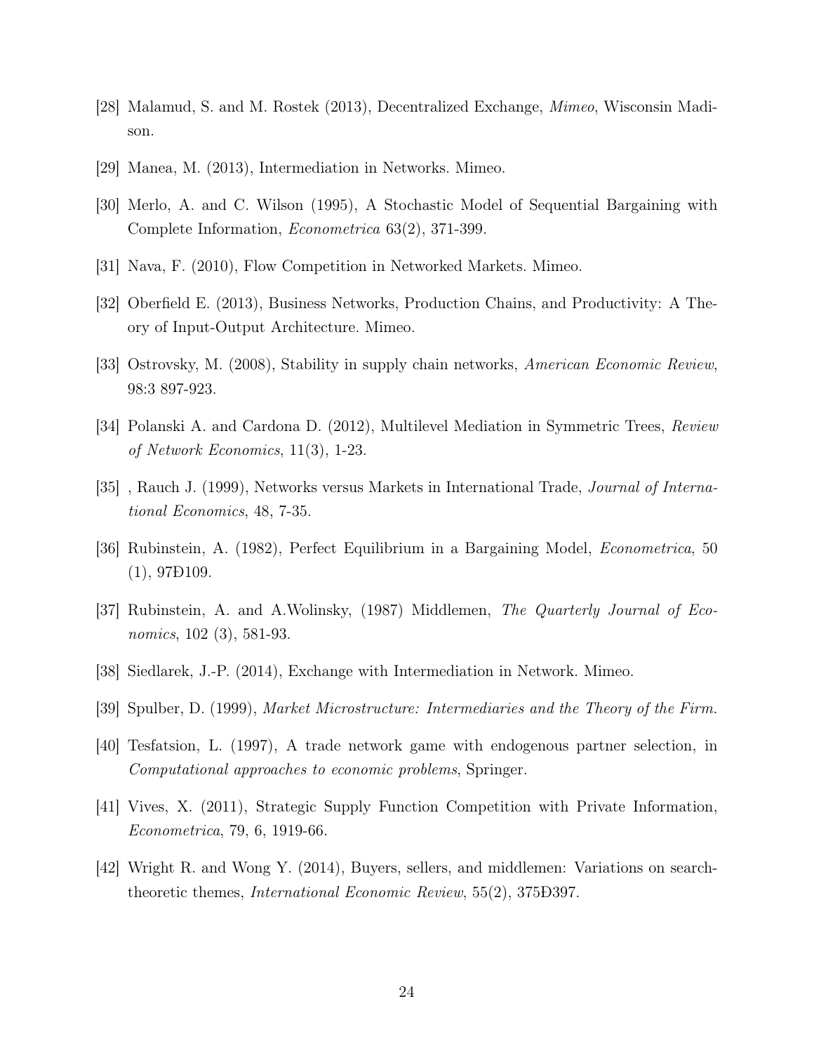[28] Malamud, S. and M. Rostek (2013), Decentralized Exchange, *Mimeo*, Wisconsin Madison.

[29] Manea, M. (2013), Intermediation in Networks. Mimeo.

[30] Merlo, A. and C. Wilson (1995), A Stochastic Model of Sequential Bargaining with Complete Information, *Econometrica* 63(2), 371-399.

[31] Nava, F. (2010), Flow Competition in Networked Markets. Mimeo.

[32] Oberfield E. (2013), Business Networks, Production Chains, and Productivity: A Theory of Input-Output Architecture. Mimeo.

[33] Ostrovsky, M. (2008), Stability in supply chain networks, *American Economic Review*, 98:3 897-923.

[34] Polanski A. and Cardona D. (2012), Multilevel Mediation in Symmetric Trees, *Review of Network Economics*, 11(3), 1-23.

[35] , Rauch J. (1999), Networks versus Markets in International Trade, *Journal of International Economics*, 48, 7-35.

[36] Rubinstein, A. (1982), Perfect Equilibrium in a Bargaining Model, *Econometrica*, 50 (1), 97Ð109.

[37] Rubinstein, A. and A.Wolinsky, (1987) Middlemen, *The Quarterly Journal of Economics*, 102 (3), 581-93.

[38] Siedlarek, J.-P. (2014), Exchange with Intermediation in Network. Mimeo.

[39] Spulber, D. (1999), *Market Microstructure: Intermediaries and the Theory of the Firm.*

[40] Tesfatsion, L. (1997), A trade network game with endogenous partner selection, in *Computational approaches to economic problems*, Springer.

[41] Vives, X. (2011), Strategic Supply Function Competition with Private Information, *Econometrica*, 79, 6, 1919-66.

[42] Wright R. and Wong Y. (2014), Buyers, sellers, and middlemen: Variations on search-theoretic themes, *International Economic Review*, 55(2), 375Ð397.